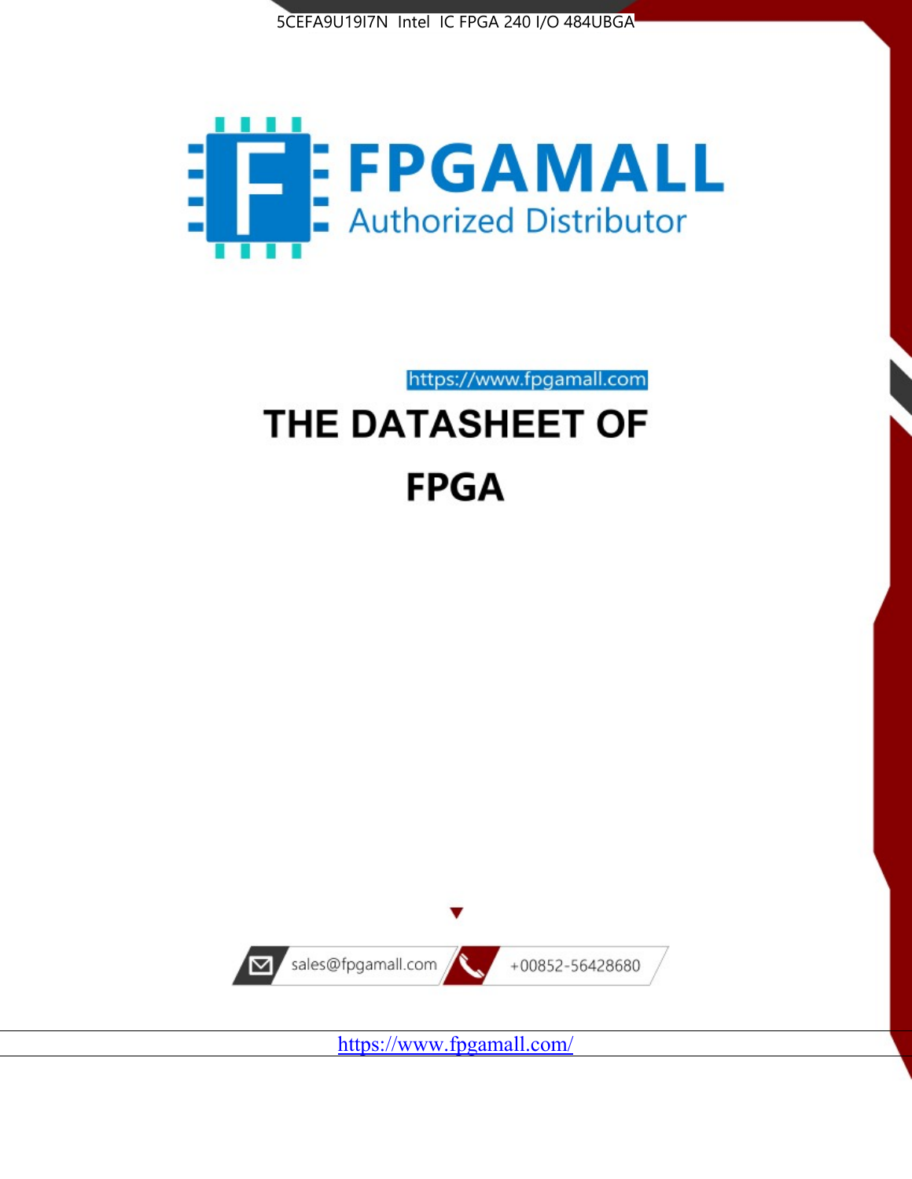5CEFA9U19I7N Intel IC FPGA 240 I/O 484UBGA

FPGAMALL

Authorized Distributor

https://www.fpgamall.com

# THE DATASHEET OF

# FPGA

sales@fpgamall.com

+00852-56428680

https://www.fpgamall.com/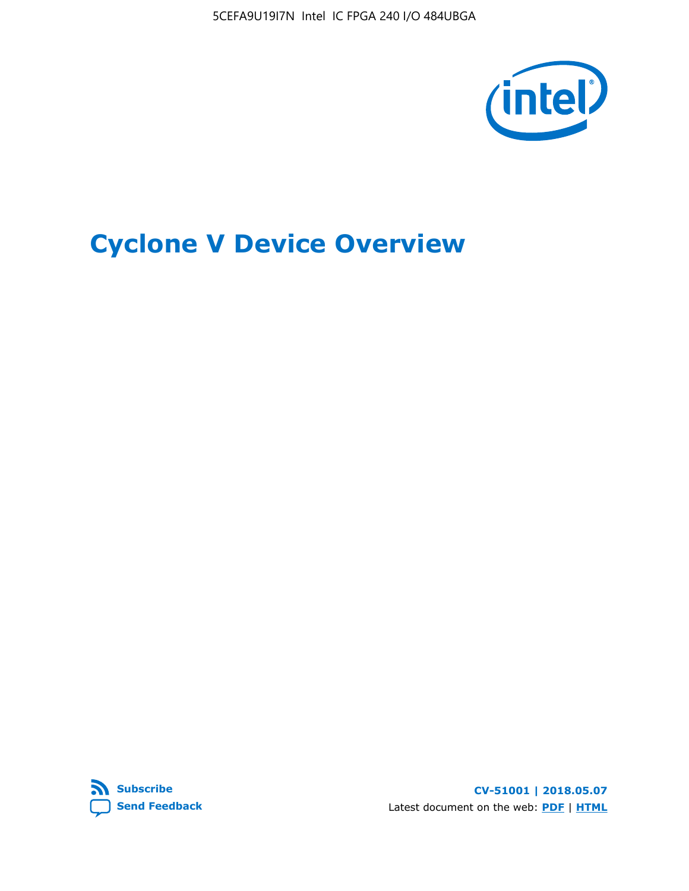# Cyclone V Device Overview

Subscribe

Send Feedback

CV-51001 | 2018.05.07

Latest document on the web: PDF | HTML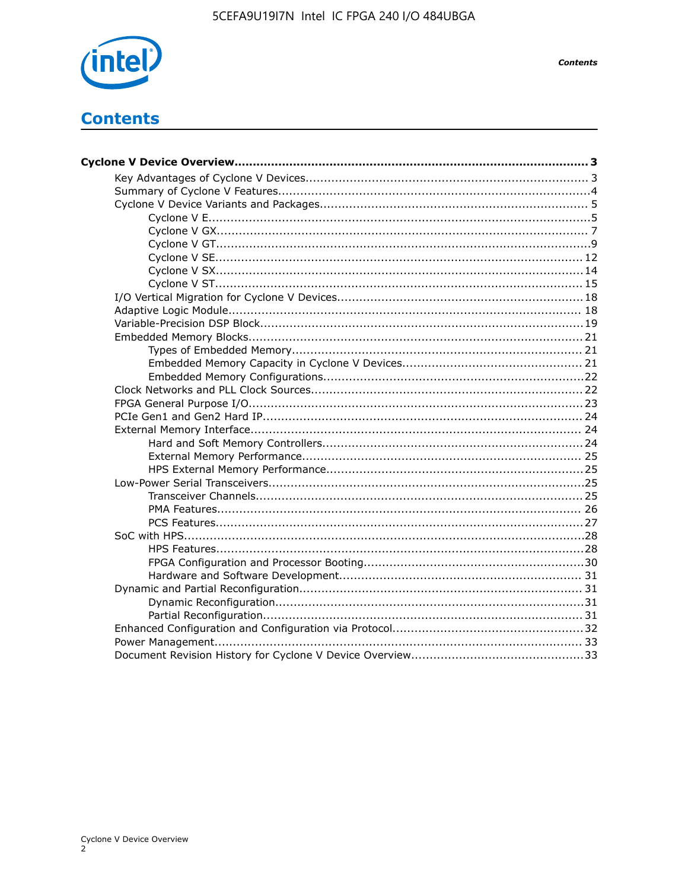# Contents

**Cyclone V Device Overview... 3**

- Key Advantages of Cyclone V Devices... 3
- Summary of Cyclone V Features...4
- Cyclone V Device Variants and Packages... 5
  - Cyclone V E...5
  - Cyclone V GX... 7
  - Cyclone V GT...9
  - Cyclone V SE... 12
  - Cyclone V SX... 14
  - Cyclone V ST... 15
- I/O Vertical Migration for Cyclone V Devices... 18
- Adaptive Logic Module... 18
- Variable-Precision DSP Block...19
- Embedded Memory Blocks... 21
  - Types of Embedded Memory... 21
  - Embedded Memory Capacity in Cyclone V Devices... 21
  - Embedded Memory Configurations...22
- Clock Networks and PLL Clock Sources... 22
- FPGA General Purpose I/O... 23
- PCIe Gen1 and Gen2 Hard IP... 24
- External Memory Interface... 24
  - Hard and Soft Memory Controllers...24
  - External Memory Performance... 25
  - HPS External Memory Performance...25
- Low-Power Serial Transceivers...25
  - Transceiver Channels... 25
  - PMA Features... 26
  - PCS Features... 27
- SoC with HPS...28
  - HPS Features...28
  - FPGA Configuration and Processor Booting...30
  - Hardware and Software Development... 31
- Dynamic and Partial Reconfiguration... 31
  - Dynamic Reconfiguration...31
  - Partial Reconfiguration... 31
- Enhanced Configuration and Configuration via Protocol...32
- Power Management... 33
- Document Revision History for Cyclone V Device Overview...33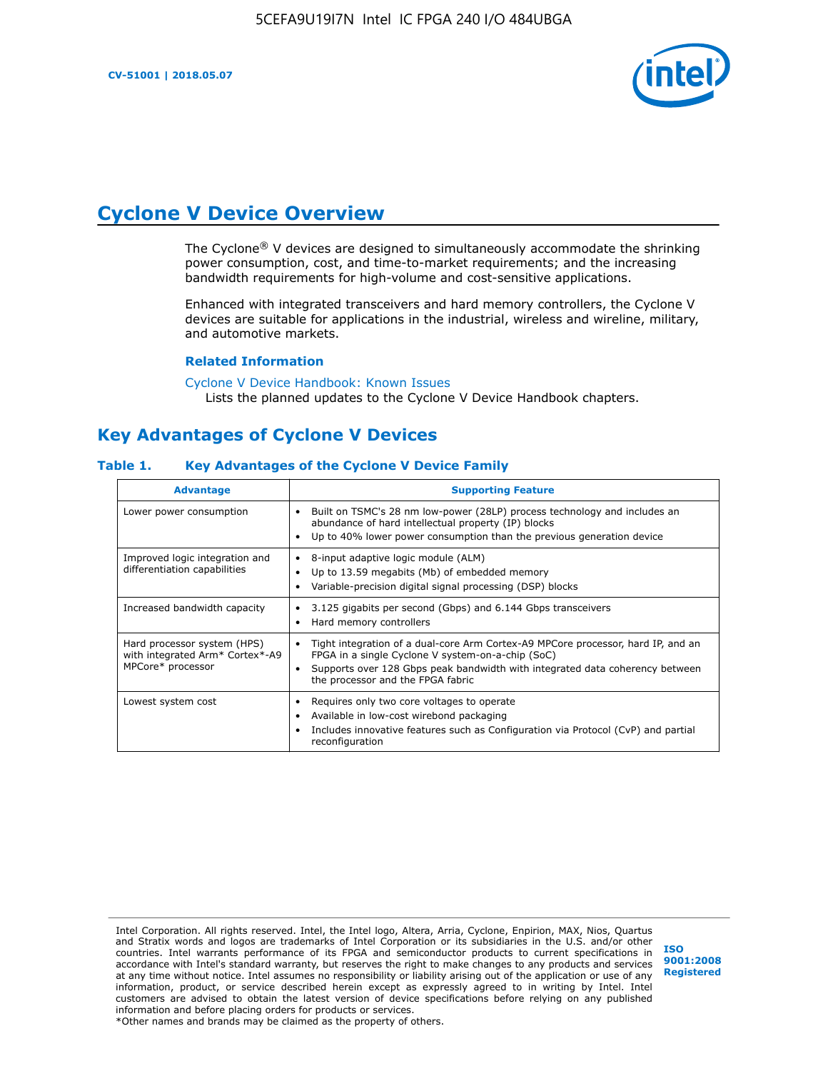# Cyclone V Device Overview

The Cyclone® V devices are designed to simultaneously accommodate the shrinking power consumption, cost, and time-to-market requirements; and the increasing bandwidth requirements for high-volume and cost-sensitive applications.

Enhanced with integrated transceivers and hard memory controllers, the Cyclone V devices are suitable for applications in the industrial, wireless and wireline, military, and automotive markets.

### Related Information

Cyclone V Device Handbook: Known Issues
Lists the planned updates to the Cyclone V Device Handbook chapters.

## Key Advantages of Cyclone V Devices

### Table 1. Key Advantages of the Cyclone V Device Family

| Advantage | Supporting Feature |
|---|---|
| Lower power consumption | • Built on TSMC's 28 nm low-power (28LP) process technology and includes an abundance of hard intellectual property (IP) blocks<br>• Up to 40% lower power consumption than the previous generation device |
| Improved logic integration and differentiation capabilities | • 8-input adaptive logic module (ALM)<br>• Up to 13.59 megabits (Mb) of embedded memory<br>• Variable-precision digital signal processing (DSP) blocks |
| Increased bandwidth capacity | • 3.125 gigabits per second (Gbps) and 6.144 Gbps transceivers<br>• Hard memory controllers |
| Hard processor system (HPS) with integrated Arm* Cortex*-A9 MPCore* processor | • Tight integration of a dual-core Arm Cortex-A9 MPCore processor, hard IP, and an FPGA in a single Cyclone V system-on-a-chip (SoC)<br>• Supports over 128 Gbps peak bandwidth with integrated data coherency between the processor and the FPGA fabric |
| Lowest system cost | • Requires only two core voltages to operate<br>• Available in low-cost wirebond packaging<br>• Includes innovative features such as Configuration via Protocol (CvP) and partial reconfiguration |

Intel Corporation. All rights reserved. Intel, the Intel logo, Altera, Arria, Cyclone, Enpirion, MAX, Nios, Quartus and Stratix words and logos are trademarks of Intel Corporation or its subsidiaries in the U.S. and/or other countries. Intel warrants performance of its FPGA and semiconductor products to current specifications in accordance with Intel's standard warranty, but reserves the right to make changes to any products and services at any time without notice. Intel assumes no responsibility or liability arising out of the application or use of any information, product, or service described herein except as expressly agreed to in writing by Intel. Intel customers are advised to obtain the latest version of device specifications before relying on any published information and before placing orders for products or services.
*Other names and brands may be claimed as the property of others.

ISO 9001:2008 Registered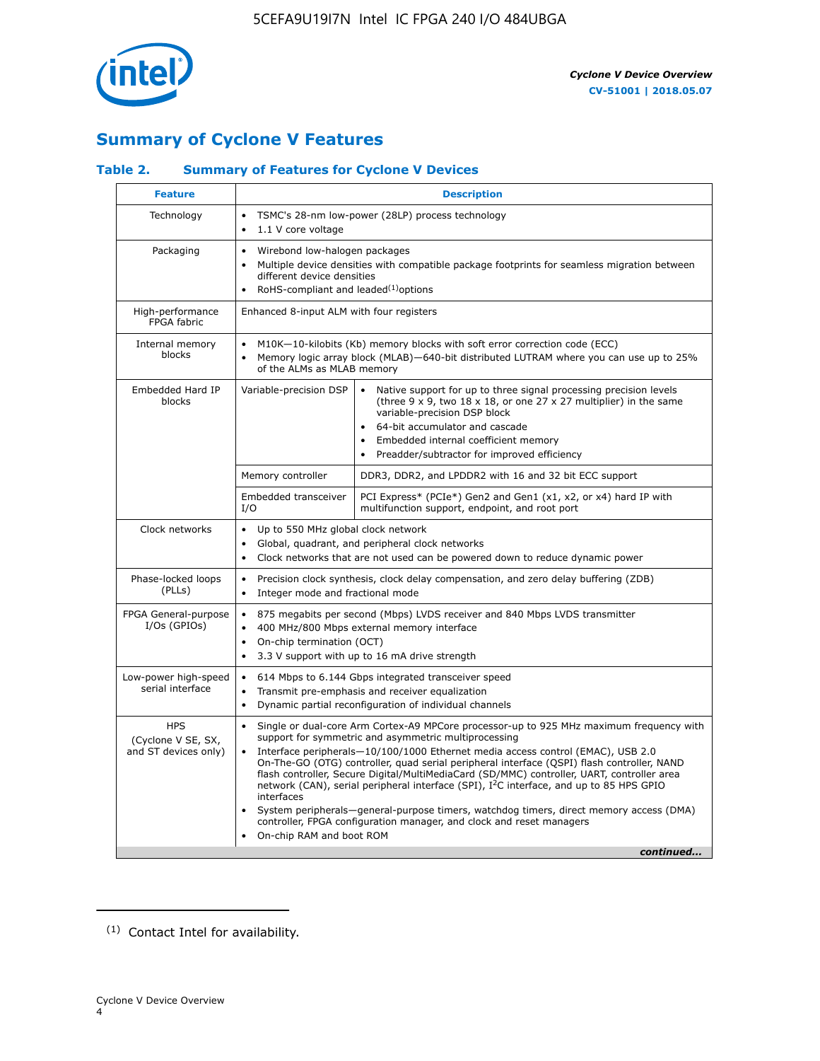## Summary of Cyclone V Features

### Table 2. Summary of Features for Cyclone V Devices

| Feature | Description | |
|---|---|---|
| Technology | • TSMC's 28-nm low-power (28LP) process technology<br>• 1.1 V core voltage | |
| Packaging | • Wirebond low-halogen packages<br>• Multiple device densities with compatible package footprints for seamless migration between different device densities<br>• RoHS-compliant and leaded[(1)] options | |
| High-performance FPGA fabric | Enhanced 8-input ALM with four registers | |
| Internal memory blocks | • M10K—10-kilobits (Kb) memory blocks with soft error correction code (ECC)<br>• Memory logic array block (MLAB)—640-bit distributed LUTRAM where you can use up to 25% of the ALMs as MLAB memory | |
| Embedded Hard IP blocks | Variable-precision DSP | • Native support for up to three signal processing precision levels (three 9 x 9, two 18 x 18, or one 27 x 27 multiplier) in the same variable-precision DSP block<br>• 64-bit accumulator and cascade<br>• Embedded internal coefficient memory<br>• Preadder/subtractor for improved efficiency |
| | Memory controller | DDR3, DDR2, and LPDDR2 with 16 and 32 bit ECC support |
| | Embedded transceiver I/O | PCI Express* (PCIe*) Gen2 and Gen1 (x1, x2, or x4) hard IP with multifunction support, endpoint, and root port |
| Clock networks | • Up to 550 MHz global clock network<br>• Global, quadrant, and peripheral clock networks<br>• Clock networks that are not used can be powered down to reduce dynamic power | |
| Phase-locked loops (PLLs) | • Precision clock synthesis, clock delay compensation, and zero delay buffering (ZDB)<br>• Integer mode and fractional mode | |
| FPGA General-purpose I/Os (GPIOs) | • 875 megabits per second (Mbps) LVDS receiver and 840 Mbps LVDS transmitter<br>• 400 MHz/800 Mbps external memory interface<br>• On-chip termination (OCT)<br>• 3.3 V support with up to 16 mA drive strength | |
| Low-power high-speed serial interface | • 614 Mbps to 6.144 Gbps integrated transceiver speed<br>• Transmit pre-emphasis and receiver equalization<br>• Dynamic partial reconfiguration of individual channels | |
| HPS (Cyclone V SE, SX, and ST devices only) | • Single or dual-core Arm Cortex-A9 MPCore processor-up to 925 MHz maximum frequency with support for symmetric and asymmetric multiprocessing<br>• Interface peripherals—10/100/1000 Ethernet media access control (EMAC), USB 2.0 On-The-GO (OTG) controller, quad serial peripheral interface (QSPI) flash controller, NAND flash controller, Secure Digital/MultiMediaCard (SD/MMC) controller, UART, controller area network (CAN), serial peripheral interface (SPI), I$^2$C interface, and up to 85 HPS GPIO interfaces<br>• System peripherals—general-purpose timers, watchdog timers, direct memory access (DMA) controller, FPGA configuration manager, and clock and reset managers<br>• On-chip RAM and boot ROM | |

*continued...*

(1) Contact Intel for availability.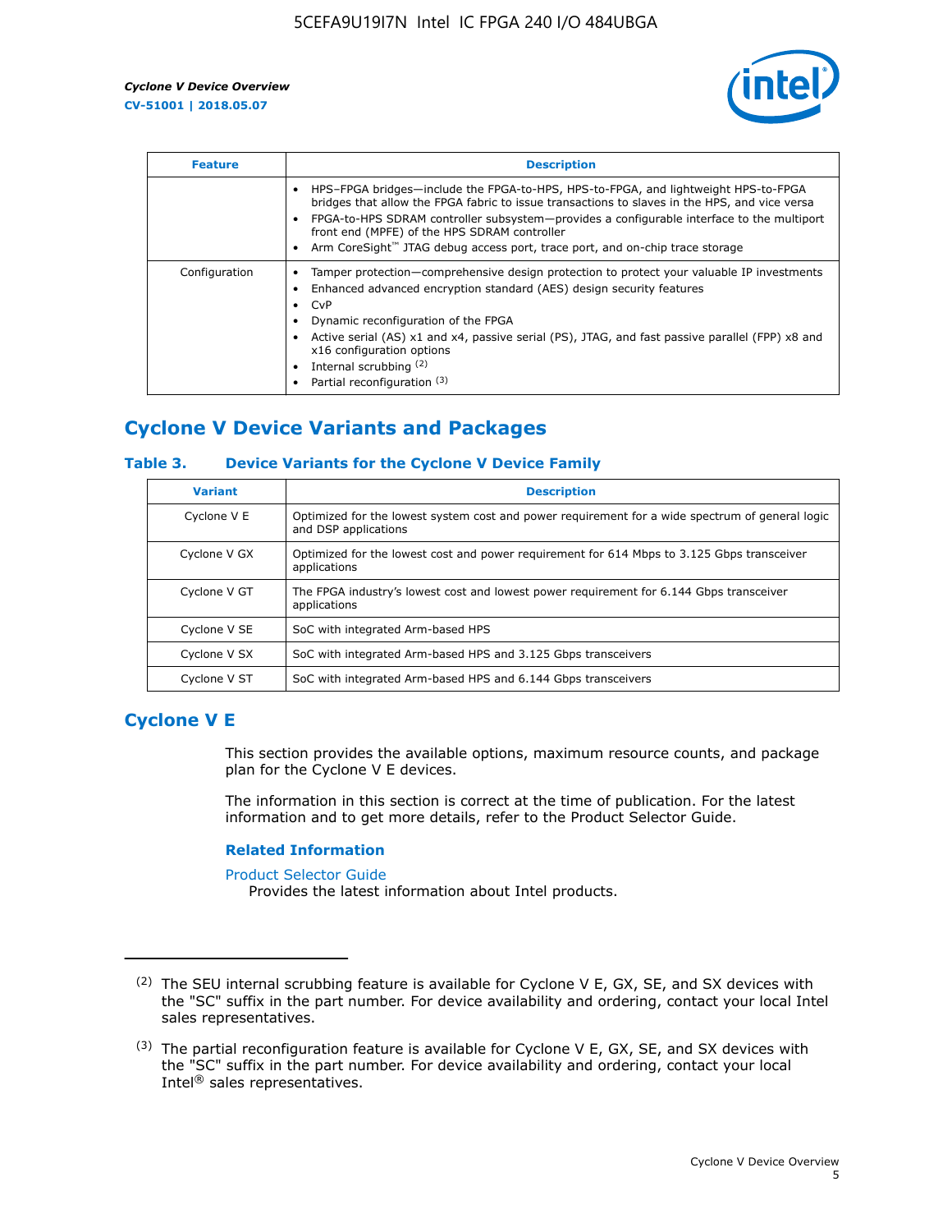| Feature | Description |
|---|---|
| | • HPS–FPGA bridges—include the FPGA-to-HPS, HPS-to-FPGA, and lightweight HPS-to-FPGA bridges that allow the FPGA fabric to issue transactions to slaves in the HPS, and vice versa<br>• FPGA-to-HPS SDRAM controller subsystem—provides a configurable interface to the multiport front end (MPFE) of the HPS SDRAM controller<br>• Arm CoreSight™ JTAG debug access port, trace port, and on-chip trace storage |
| Configuration | • Tamper protection—comprehensive design protection to protect your valuable IP investments<br>• Enhanced advanced encryption standard (AES) design security features<br>• CvP<br>• Dynamic reconfiguration of the FPGA<br>• Active serial (AS) x1 and x4, passive serial (PS), JTAG, and fast passive parallel (FPP) x8 and x16 configuration options<br>• Internal scrubbing [2]<br>• Partial reconfiguration [3] |

## Cyclone V Device Variants and Packages

### Table 3. Device Variants for the Cyclone V Device Family

| Variant | Description |
|---|---|
| Cyclone V E | Optimized for the lowest system cost and power requirement for a wide spectrum of general logic and DSP applications |
| Cyclone V GX | Optimized for the lowest cost and power requirement for 614 Mbps to 3.125 Gbps transceiver applications |
| Cyclone V GT | The FPGA industry's lowest cost and lowest power requirement for 6.144 Gbps transceiver applications |
| Cyclone V SE | SoC with integrated Arm-based HPS |
| Cyclone V SX | SoC with integrated Arm-based HPS and 3.125 Gbps transceivers |
| Cyclone V ST | SoC with integrated Arm-based HPS and 6.144 Gbps transceivers |

## Cyclone V E

This section provides the available options, maximum resource counts, and package plan for the Cyclone V E devices.

The information in this section is correct at the time of publication. For the latest information and to get more details, refer to the Product Selector Guide.

### Related Information

Product Selector Guide
Provides the latest information about Intel products.

---

(2) The SEU internal scrubbing feature is available for Cyclone V E, GX, SE, and SX devices with the "SC" suffix in the part number. For device availability and ordering, contact your local Intel sales representatives.

(3) The partial reconfiguration feature is available for Cyclone V E, GX, SE, and SX devices with the "SC" suffix in the part number. For device availability and ordering, contact your local Intel® sales representatives.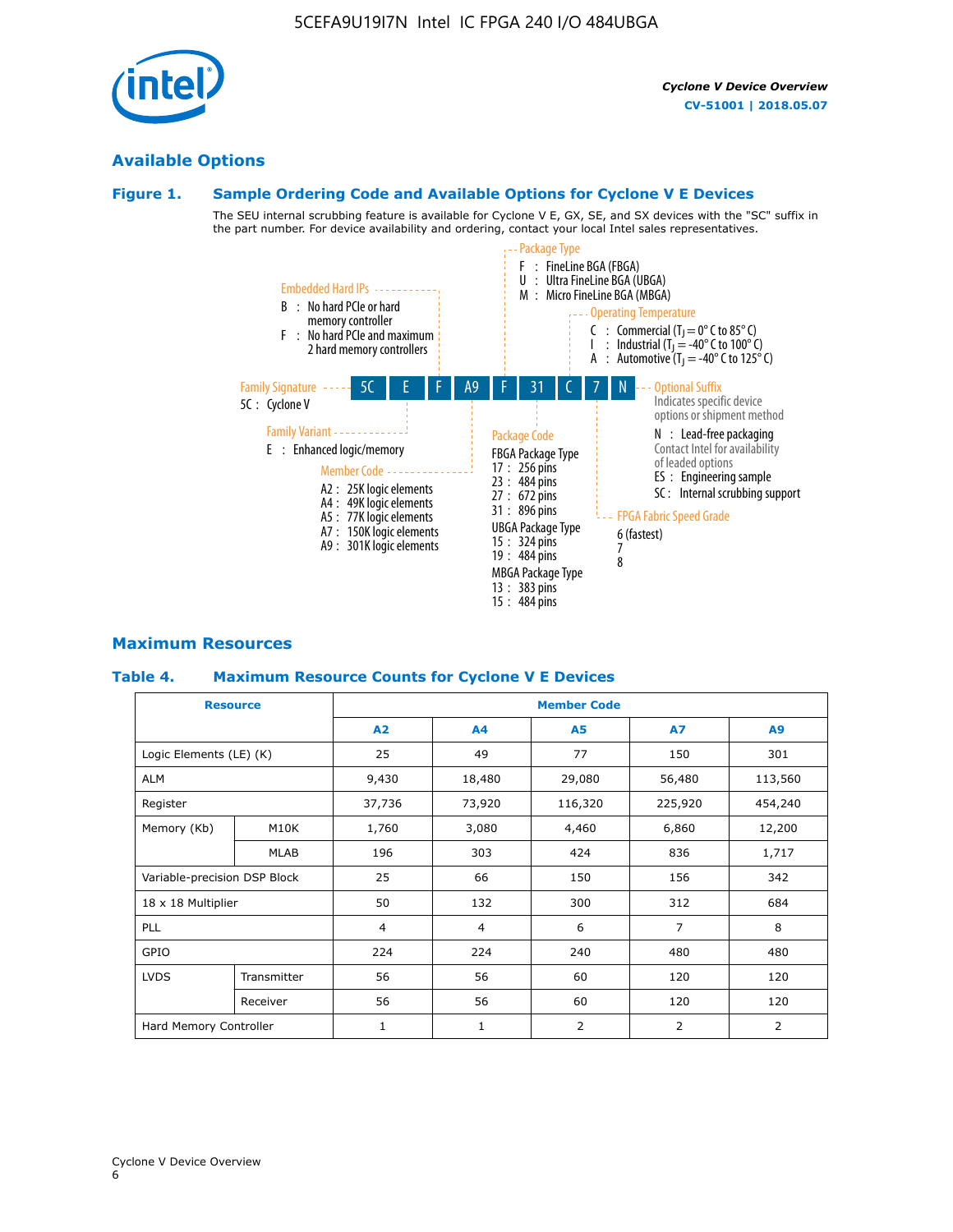## Available Options

### Figure 1. Sample Ordering Code and Available Options for Cyclone V E Devices

The SEU internal scrubbing feature is available for Cyclone V E, GX, SE, and SX devices with the "SC" suffix in the part number. For device availability and ordering, contact your local Intel sales representatives.

**5C E F A9 F 31 C 7 N**

- **Family Signature**
  - 5C : Cyclone V
- **Family Variant**
  - E : Enhanced logic/memory
- **Embedded Hard IPs**
  - B : No hard PCIe or hard memory controller
  - F : No hard PCIe and maximum 2 hard memory controllers
- **Member Code**
  - A2 : 25K logic elements
  - A4 : 49K logic elements
  - A5 : 77K logic elements
  - A7 : 150K logic elements
  - A9 : 301K logic elements
- **Package Type**
  - F : FineLine BGA (FBGA)
  - U : Ultra FineLine BGA (UBGA)
  - M : Micro FineLine BGA (MBGA)
- **Package Code**
  - FBGA Package Type
    - 17 : 256 pins
    - 23 : 484 pins
    - 27 : 672 pins
    - 31 : 896 pins
  - UBGA Package Type
    - 15 : 324 pins
    - 19 : 484 pins
  - MBGA Package Type
    - 13 : 383 pins
    - 15 : 484 pins
- **Operating Temperature**
  - C : Commercial ($T_J$ = 0° C to 85° C)
  - I : Industrial ($T_J$ = -40° C to 100° C)
  - A : Automotive ($T_J$ = -40° C to 125° C)
- **FPGA Fabric Speed Grade**
  - 6 (fastest)
  - 7
  - 8
- **Optional Suffix**
  - Indicates specific device options or shipment method
  - N : Lead-free packaging
  - Contact Intel for availability of leaded options
  - ES : Engineering sample
  - SC : Internal scrubbing support

## Maximum Resources

### Table 4. Maximum Resource Counts for Cyclone V E Devices

| Resource | | Member Code | | | | |
|---|---|---|---|---|---|---|
| | | A2 | A4 | A5 | A7 | A9 |
| Logic Elements (LE) (K) | | 25 | 49 | 77 | 150 | 301 |
| ALM | | 9,430 | 18,480 | 29,080 | 56,480 | 113,560 |
| Register | | 37,736 | 73,920 | 116,320 | 225,920 | 454,240 |
| Memory (Kb) | M10K | 1,760 | 3,080 | 4,460 | 6,860 | 12,200 |
| | MLAB | 196 | 303 | 424 | 836 | 1,717 |
| Variable-precision DSP Block | | 25 | 66 | 150 | 156 | 342 |
| 18 x 18 Multiplier | | 50 | 132 | 300 | 312 | 684 |
| PLL | | 4 | 4 | 6 | 7 | 8 |
| GPIO | | 224 | 224 | 240 | 480 | 480 |
| LVDS | Transmitter | 56 | 56 | 60 | 120 | 120 |
| | Receiver | 56 | 56 | 60 | 120 | 120 |
| Hard Memory Controller | | 1 | 1 | 2 | 2 | 2 |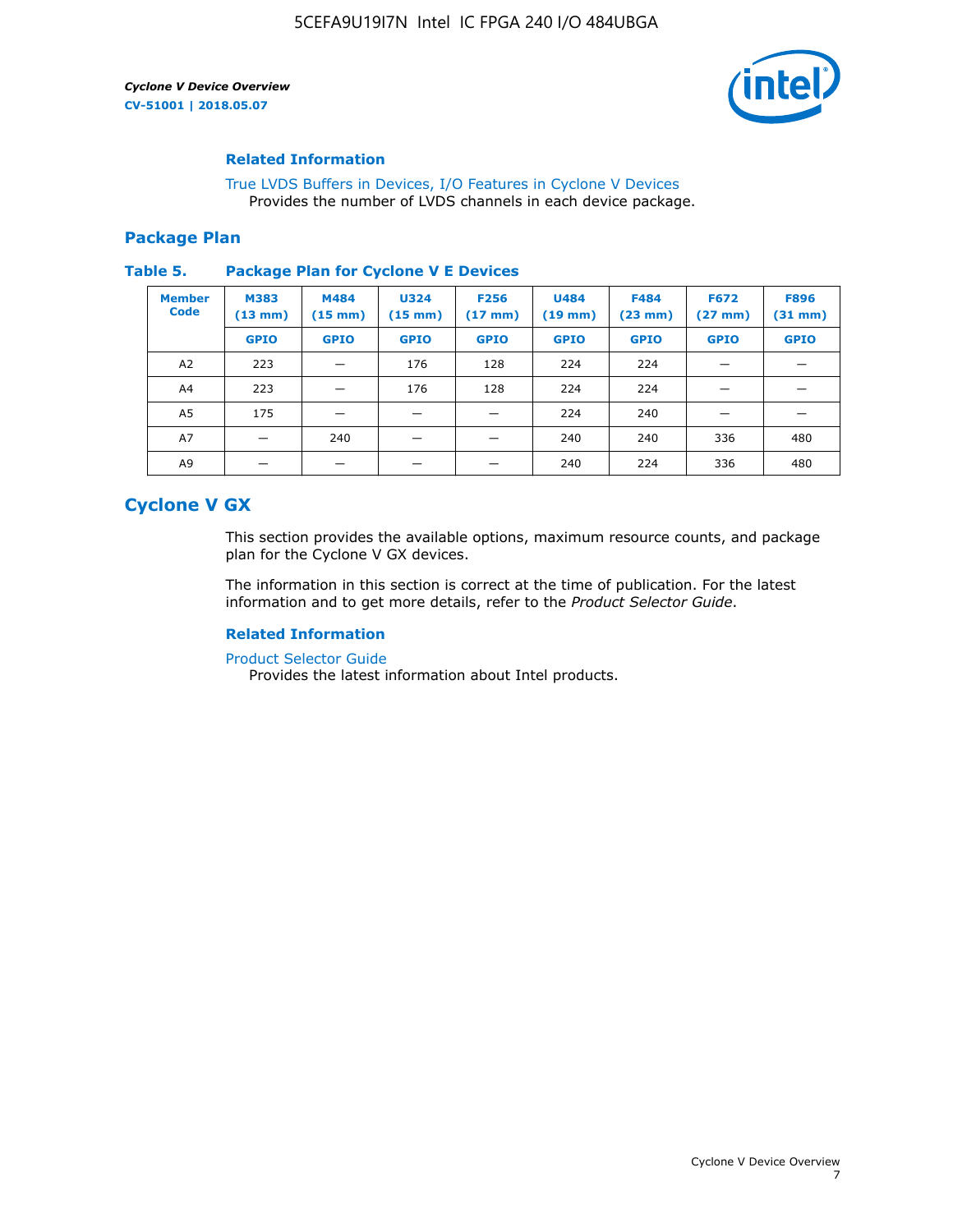### Related Information

True LVDS Buffers in Devices, I/O Features in Cyclone V Devices
Provides the number of LVDS channels in each device package.

## Package Plan

**Table 5. Package Plan for Cyclone V E Devices**

| Member Code | M383 (13 mm) | M484 (15 mm) | U324 (15 mm) | F256 (17 mm) | U484 (19 mm) | F484 (23 mm) | F672 (27 mm) | F896 (31 mm) |
|---|---|---|---|---|---|---|---|---|
| | GPIO | GPIO | GPIO | GPIO | GPIO | GPIO | GPIO | GPIO |
| A2 | 223 | — | 176 | 128 | 224 | 224 | — | — |
| A4 | 223 | — | 176 | 128 | 224 | 224 | — | — |
| A5 | 175 | — | — | — | 224 | 240 | — | — |
| A7 | — | 240 | — | — | 240 | 240 | 336 | 480 |
| A9 | — | — | — | — | 240 | 224 | 336 | 480 |

# Cyclone V GX

This section provides the available options, maximum resource counts, and package plan for the Cyclone V GX devices.

The information in this section is correct at the time of publication. For the latest information and to get more details, refer to the *Product Selector Guide*.

### Related Information

Product Selector Guide
Provides the latest information about Intel products.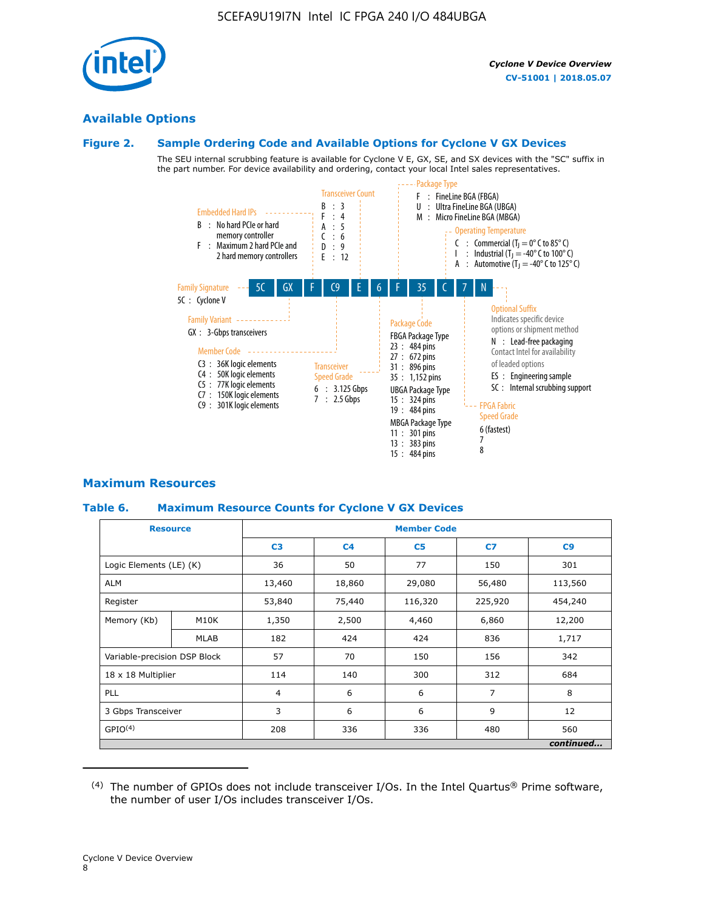## Available Options

### Figure 2. Sample Ordering Code and Available Options for Cyclone V GX Devices

The SEU internal scrubbing feature is available for Cyclone V E, GX, SE, and SX devices with the "SC" suffix in the part number. For device availability and ordering, contact your local Intel sales representatives.

**5C | GX | F | C9 | E | 6 | F | 35 | C | 7 | N**

**Family Signature**
- 5C : Cyclone V

**Family Variant**
- GX : 3-Gbps transceivers

**Embedded Hard IPs**
- B : No hard PCIe or hard memory controller
- F : Maximum 2 hard PCIe and 2 hard memory controllers

**Member Code**
- C3 : 36K logic elements
- C4 : 50K logic elements
- C5 : 77K logic elements
- C7 : 150K logic elements
- C9 : 301K logic elements

**Transceiver Count**
- B : 3
- F : 4
- A : 5
- C : 6
- D : 9
- E : 12

**Transceiver Speed Grade**
- 6 : 3.125 Gbps
- 7 : 2.5 Gbps

**Package Type**
- F : FineLine BGA (FBGA)
- U : Ultra FineLine BGA (UBGA)
- M : Micro FineLine BGA (MBGA)

**Package Code**

FBGA Package Type
- 23 : 484 pins
- 27 : 672 pins
- 31 : 896 pins
- 35 : 1,152 pins

UBGA Package Type
- 15 : 324 pins
- 19 : 484 pins

MBGA Package Type
- 11 : 301 pins
- 13 : 383 pins
- 15 : 484 pins

**Operating Temperature**
- C : Commercial ($T_J$ = 0° C to 85° C)
- I : Industrial ($T_J$ = -40° C to 100° C)
- A : Automotive ($T_J$ = -40° C to 125° C)

**FPGA Fabric Speed Grade**
- 6 (fastest)
- 7
- 8

**Optional Suffix**

Indicates specific device options or shipment method
- N : Lead-free packaging

Contact Intel for availability of leaded options
- ES : Engineering sample
- SC : Internal scrubbing support

## Maximum Resources

### Table 6. Maximum Resource Counts for Cyclone V GX Devices

| Resource | | Member Code | | | | |
|---|---|---|---|---|---|---|
| | | C3 | C4 | C5 | C7 | C9 |
| Logic Elements (LE) (K) | | 36 | 50 | 77 | 150 | 301 |
| ALM | | 13,460 | 18,860 | 29,080 | 56,480 | 113,560 |
| Register | | 53,840 | 75,440 | 116,320 | 225,920 | 454,240 |
| Memory (Kb) | M10K | 1,350 | 2,500 | 4,460 | 6,860 | 12,200 |
| | MLAB | 182 | 424 | 424 | 836 | 1,717 |
| Variable-precision DSP Block | | 57 | 70 | 150 | 156 | 342 |
| 18 x 18 Multiplier | | 114 | 140 | 300 | 312 | 684 |
| PLL | | 4 | 6 | 6 | 7 | 8 |
| 3 Gbps Transceiver | | 3 | 6 | 6 | 9 | 12 |
| GPIO[4] | | 208 | 336 | 336 | 480 | 560 |

*continued...*

(4) The number of GPIOs does not include transceiver I/Os. In the Intel Quartus® Prime software, the number of user I/Os includes transceiver I/Os.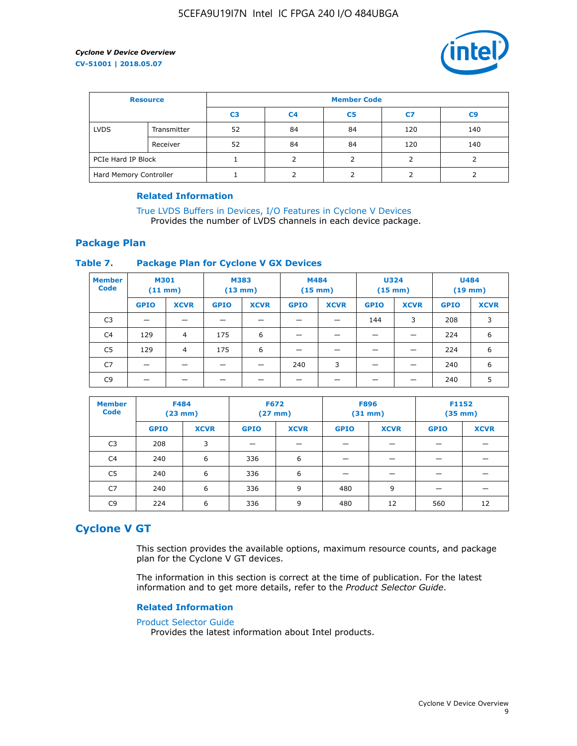| Resource | | Member Code | | | | |
|---|---|---|---|---|---|---|
| | | C3 | C4 | C5 | C7 | C9 |
| LVDS | Transmitter | 52 | 84 | 84 | 120 | 140 |
| | Receiver | 52 | 84 | 84 | 120 | 140 |
| PCIe Hard IP Block | | 1 | 2 | 2 | 2 | 2 |
| Hard Memory Controller | | 1 | 2 | 2 | 2 | 2 |

### Related Information

True LVDS Buffers in Devices, I/O Features in Cyclone V Devices
Provides the number of LVDS channels in each device package.

## Package Plan

### Table 7. Package Plan for Cyclone V GX Devices

| Member Code | M301 (11 mm) | | M383 (13 mm) | | M484 (15 mm) | | U324 (15 mm) | | U484 (19 mm) | |
|---|---|---|---|---|---|---|---|---|---|---|
| | GPIO | XCVR | GPIO | XCVR | GPIO | XCVR | GPIO | XCVR | GPIO | XCVR |
| C3 | — | — | — | — | — | — | 144 | 3 | 208 | 3 |
| C4 | 129 | 4 | 175 | 6 | — | — | — | — | 224 | 6 |
| C5 | 129 | 4 | 175 | 6 | — | — | — | — | 224 | 6 |
| C7 | — | — | — | — | 240 | 3 | — | — | 240 | 6 |
| C9 | — | — | — | — | — | — | — | — | 240 | 5 |

| Member Code | F484 (23 mm) | | F672 (27 mm) | | F896 (31 mm) | | F1152 (35 mm) | |
|---|---|---|---|---|---|---|---|---|
| | GPIO | XCVR | GPIO | XCVR | GPIO | XCVR | GPIO | XCVR |
| C3 | 208 | 3 | — | — | — | — | — | — |
| C4 | 240 | 6 | 336 | 6 | — | — | — | — |
| C5 | 240 | 6 | 336 | 6 | — | — | — | — |
| C7 | 240 | 6 | 336 | 9 | 480 | 9 | — | — |
| C9 | 224 | 6 | 336 | 9 | 480 | 12 | 560 | 12 |

# Cyclone V GT

This section provides the available options, maximum resource counts, and package plan for the Cyclone V GT devices.

The information in this section is correct at the time of publication. For the latest information and to get more details, refer to the *Product Selector Guide*.

### Related Information

Product Selector Guide
Provides the latest information about Intel products.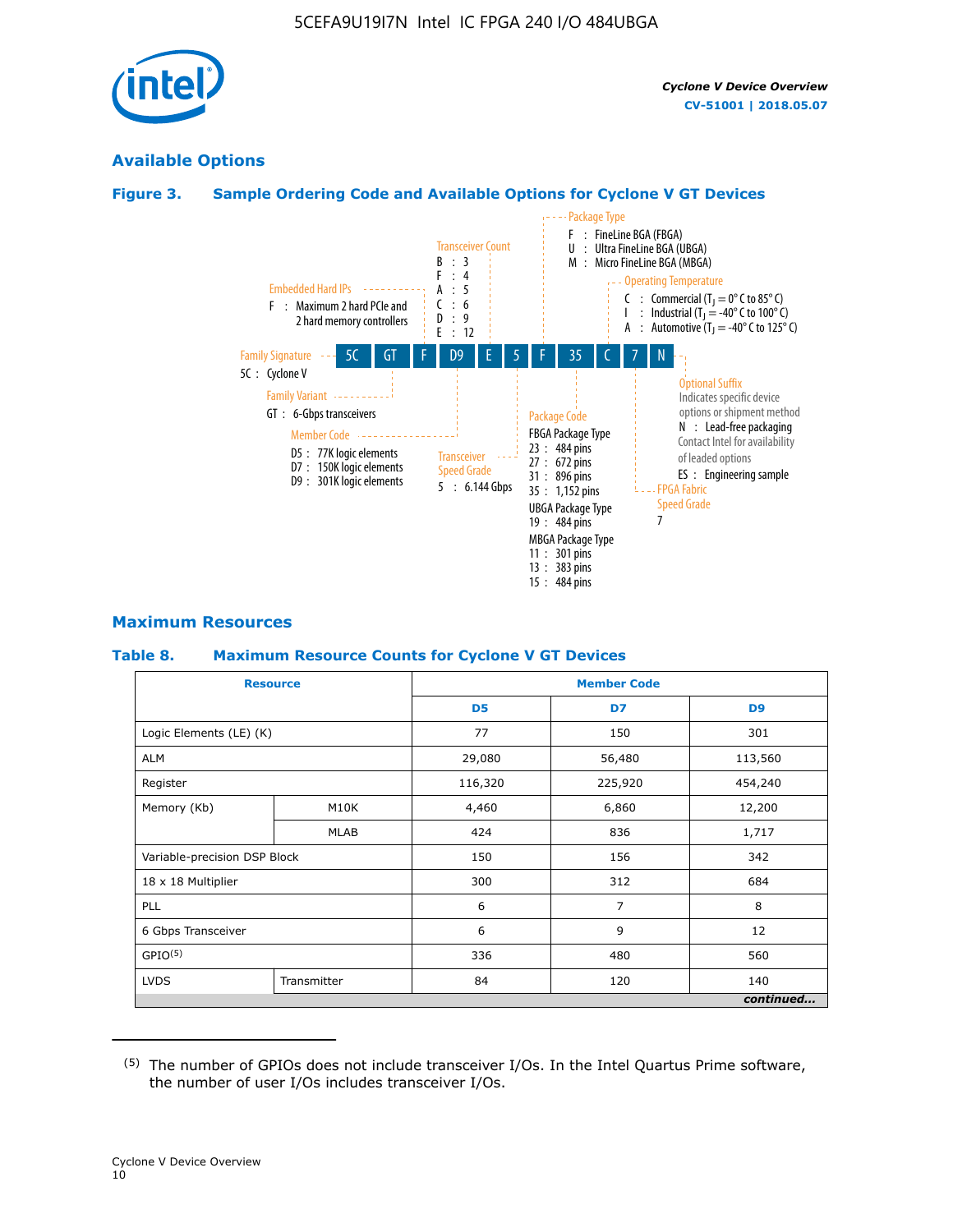## Available Options

### Figure 3. Sample Ordering Code and Available Options for Cyclone V GT Devices

5C GT F D9 E 5 F 35 C 7 N

- **Family Signature**
  - 5C : Cyclone V
- **Family Variant**
  - GT : 6-Gbps transceivers
- **Embedded Hard IPs**
  - F : Maximum 2 hard PCIe and 2 hard memory controllers
- **Member Code**
  - D5 : 77K logic elements
  - D7 : 150K logic elements
  - D9 : 301K logic elements
- **Transceiver Count**
  - B : 3
  - F : 4
  - A : 5
  - C : 6
  - D : 9
  - E : 12
- **Transceiver Speed Grade**
  - 5 : 6.144 Gbps
- **Package Type**
  - F : FineLine BGA (FBGA)
  - U : Ultra FineLine BGA (UBGA)
  - M : Micro FineLine BGA (MBGA)
- **Package Code**
  - FBGA Package Type
    - 23 : 484 pins
    - 27 : 672 pins
    - 31 : 896 pins
    - 35 : 1,152 pins
  - UBGA Package Type
    - 19 : 484 pins
  - MBGA Package Type
    - 11 : 301 pins
    - 13 : 383 pins
    - 15 : 484 pins
- **Operating Temperature**
  - C : Commercial ($T_J$ = 0° C to 85° C)
  - I : Industrial ($T_J$ = -40° C to 100° C)
  - A : Automotive ($T_J$ = -40° C to 125° C)
- **FPGA Fabric Speed Grade**
  - 7
- **Optional Suffix**
  - Indicates specific device options or shipment method
  - N : Lead-free packaging
  - Contact Intel for availability of leaded options
  - ES : Engineering sample

## Maximum Resources

### Table 8. Maximum Resource Counts for Cyclone V GT Devices

| Resource | | Member Code | | |
|---|---|---|---|---|
| | | D5 | D7 | D9 |
| Logic Elements (LE) (K) | | 77 | 150 | 301 |
| ALM | | 29,080 | 56,480 | 113,560 |
| Register | | 116,320 | 225,920 | 454,240 |
| Memory (Kb) | M10K | 4,460 | 6,860 | 12,200 |
| | MLAB | 424 | 836 | 1,717 |
| Variable-precision DSP Block | | 150 | 156 | 342 |
| 18 x 18 Multiplier | | 300 | 312 | 684 |
| PLL | | 6 | 7 | 8 |
| 6 Gbps Transceiver | | 6 | 9 | 12 |
| GPIO[5] | | 336 | 480 | 560 |
| LVDS | Transmitter | 84 | 120 | 140 |

*continued...*

---

(5) The number of GPIOs does not include transceiver I/Os. In the Intel Quartus Prime software, the number of user I/Os includes transceiver I/Os.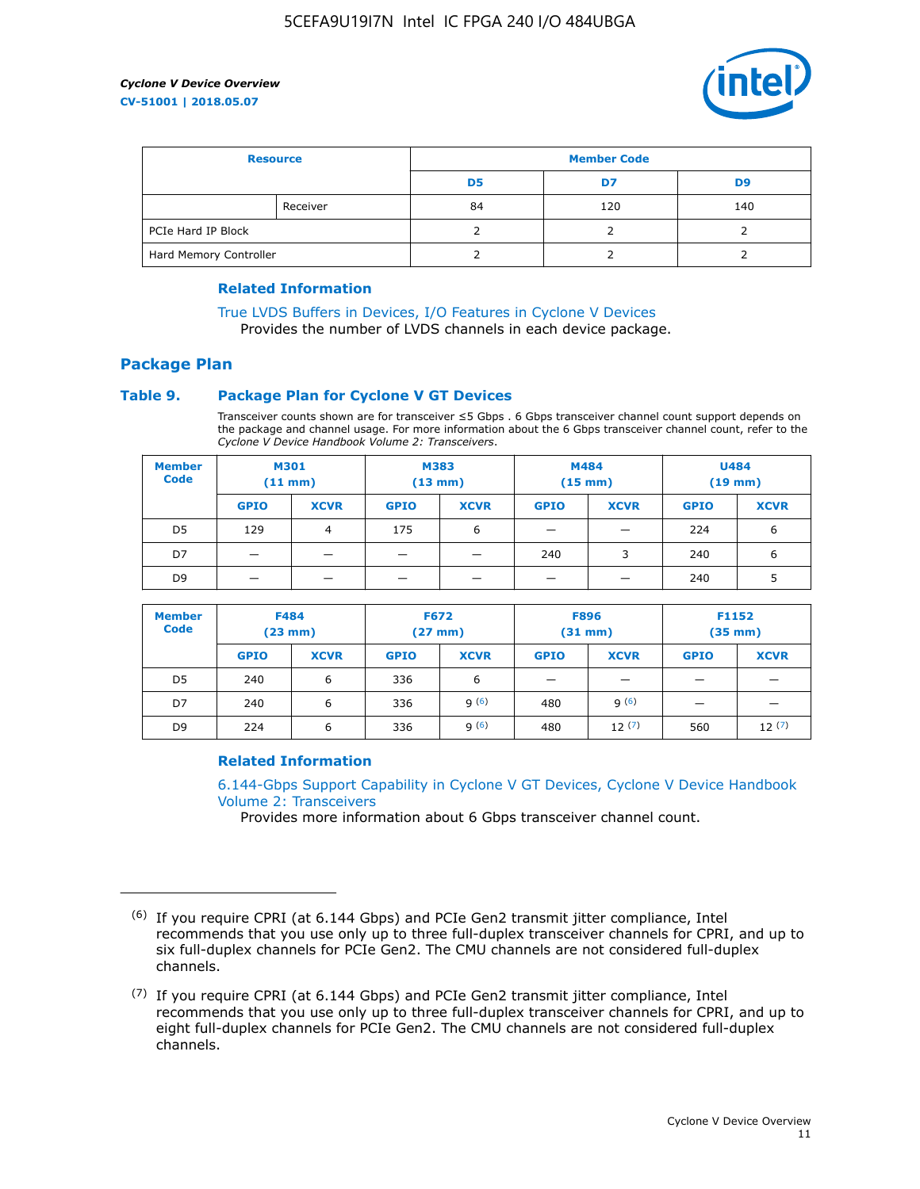| Resource | | Member Code | | |
|---|---|---|---|---|
| | | D5 | D7 | D9 |
| | Receiver | 84 | 120 | 140 |
| PCIe Hard IP Block | | 2 | 2 | 2 |
| Hard Memory Controller | | 2 | 2 | 2 |

### Related Information

True LVDS Buffers in Devices, I/O Features in Cyclone V Devices
Provides the number of LVDS channels in each device package.

## Package Plan

### Table 9. Package Plan for Cyclone V GT Devices

Transceiver counts shown are for transceiver ≤5 Gbps . 6 Gbps transceiver channel count support depends on the package and channel usage. For more information about the 6 Gbps transceiver channel count, refer to the *Cyclone V Device Handbook Volume 2: Transceivers*.

| Member Code | M301 (11 mm) | | M383 (13 mm) | | M484 (15 mm) | | U484 (19 mm) | |
|---|---|---|---|---|---|---|---|---|
| | GPIO | XCVR | GPIO | XCVR | GPIO | XCVR | GPIO | XCVR |
| D5 | 129 | 4 | 175 | 6 | — | — | 224 | 6 |
| D7 | — | — | — | — | 240 | 3 | 240 | 6 |
| D9 | — | — | — | — | — | — | 240 | 5 |

| Member Code | F484 (23 mm) | | F672 (27 mm) | | F896 (31 mm) | | F1152 (35 mm) | |
|---|---|---|---|---|---|---|---|---|
| | GPIO | XCVR | GPIO | XCVR | GPIO | XCVR | GPIO | XCVR |
| D5 | 240 | 6 | 336 | 6 | — | — | — | — |
| D7 | 240 | 6 | 336 | 9 (6) | 480 | 9 (6) | — | — |
| D9 | 224 | 6 | 336 | 9 (6) | 480 | 12 (7) | 560 | 12 (7) |

### Related Information

6.144-Gbps Support Capability in Cyclone V GT Devices, Cyclone V Device Handbook Volume 2: Transceivers
Provides more information about 6 Gbps transceiver channel count.

(6) If you require CPRI (at 6.144 Gbps) and PCIe Gen2 transmit jitter compliance, Intel recommends that you use only up to three full-duplex transceiver channels for CPRI, and up to six full-duplex channels for PCIe Gen2. The CMU channels are not considered full-duplex channels.

(7) If you require CPRI (at 6.144 Gbps) and PCIe Gen2 transmit jitter compliance, Intel recommends that you use only up to three full-duplex transceiver channels for CPRI, and up to eight full-duplex channels for PCIe Gen2. The CMU channels are not considered full-duplex channels.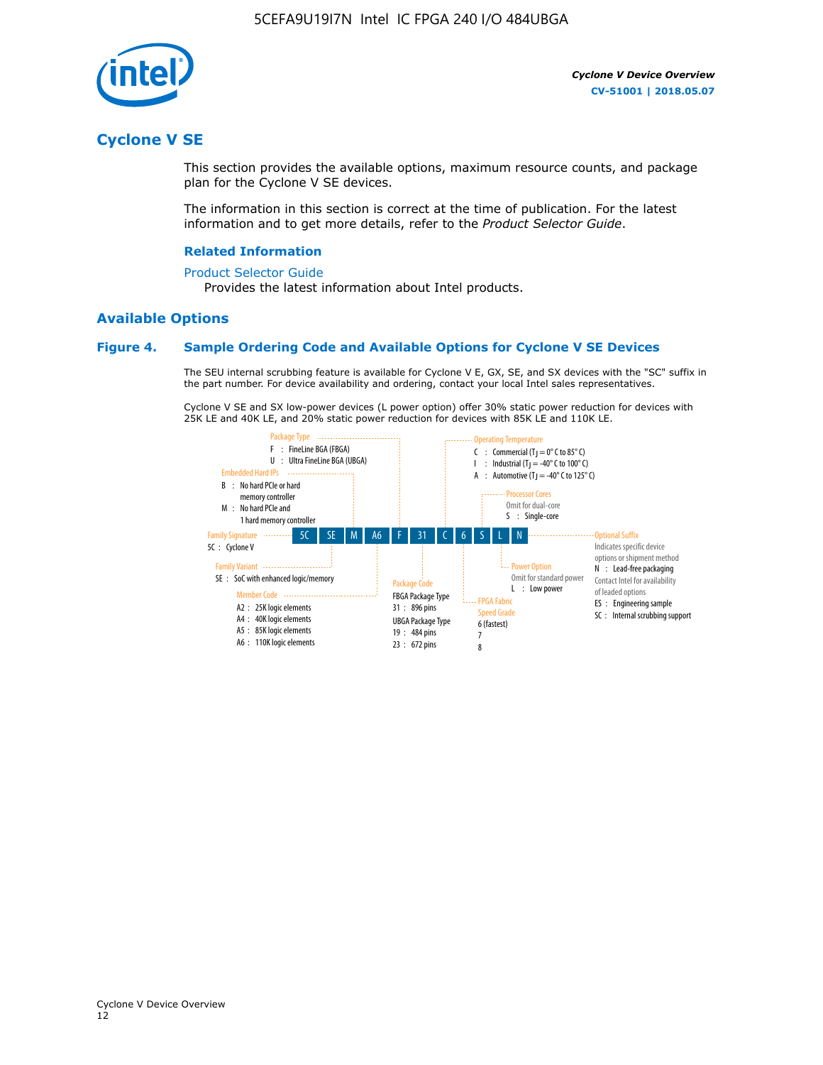## Cyclone V SE

This section provides the available options, maximum resource counts, and package plan for the Cyclone V SE devices.

The information in this section is correct at the time of publication. For the latest information and to get more details, refer to the *Product Selector Guide*.

### Related Information

Product Selector Guide
Provides the latest information about Intel products.

## Available Options

### Figure 4. Sample Ordering Code and Available Options for Cyclone V SE Devices

The SEU internal scrubbing feature is available for Cyclone V E, GX, SE, and SX devices with the "SC" suffix in the part number. For device availability and ordering, contact your local Intel sales representatives.

Cyclone V SE and SX low-power devices (L power option) offer 30% static power reduction for devices with 25K LE and 40K LE, and 20% static power reduction for devices with 85K LE and 110K LE.

Sample ordering code: 5C SE M A6 F 31 C 6 S L N

- **Family Signature**
  - 5C : Cyclone V
- **Family Variant**
  - SE : SoC with enhanced logic/memory
- **Embedded Hard IPs**
  - B : No hard PCIe or hard memory controller
  - M : No hard PCIe and 1 hard memory controller
- **Member Code**
  - A2 : 25K logic elements
  - A4 : 40K logic elements
  - A5 : 85K logic elements
  - A6 : 110K logic elements
- **Package Type**
  - F : FineLine BGA (FBGA)
  - U : Ultra FineLine BGA (UBGA)
- **Package Code**
  - FBGA Package Type
    - 31 : 896 pins
  - UBGA Package Type
    - 19 : 484 pins
    - 23 : 672 pins
- **Operating Temperature**
  - C : Commercial ($T_J$ = 0° C to 85° C)
  - I : Industrial ($T_J$ = -40° C to 100° C)
  - A : Automotive ($T_J$ = -40° C to 125° C)
- **FPGA Fabric Speed Grade**
  - 6 (fastest)
  - 7
  - 8
- **Processor Cores**
  - Omit for dual-core
  - S : Single-core
- **Power Option**
  - Omit for standard power
  - L : Low power
- **Optional Suffix**
  - Indicates specific device options or shipment method
  - N : Lead-free packaging
  - Contact Intel for availability of leaded options
  - ES : Engineering sample
  - SC : Internal scrubbing support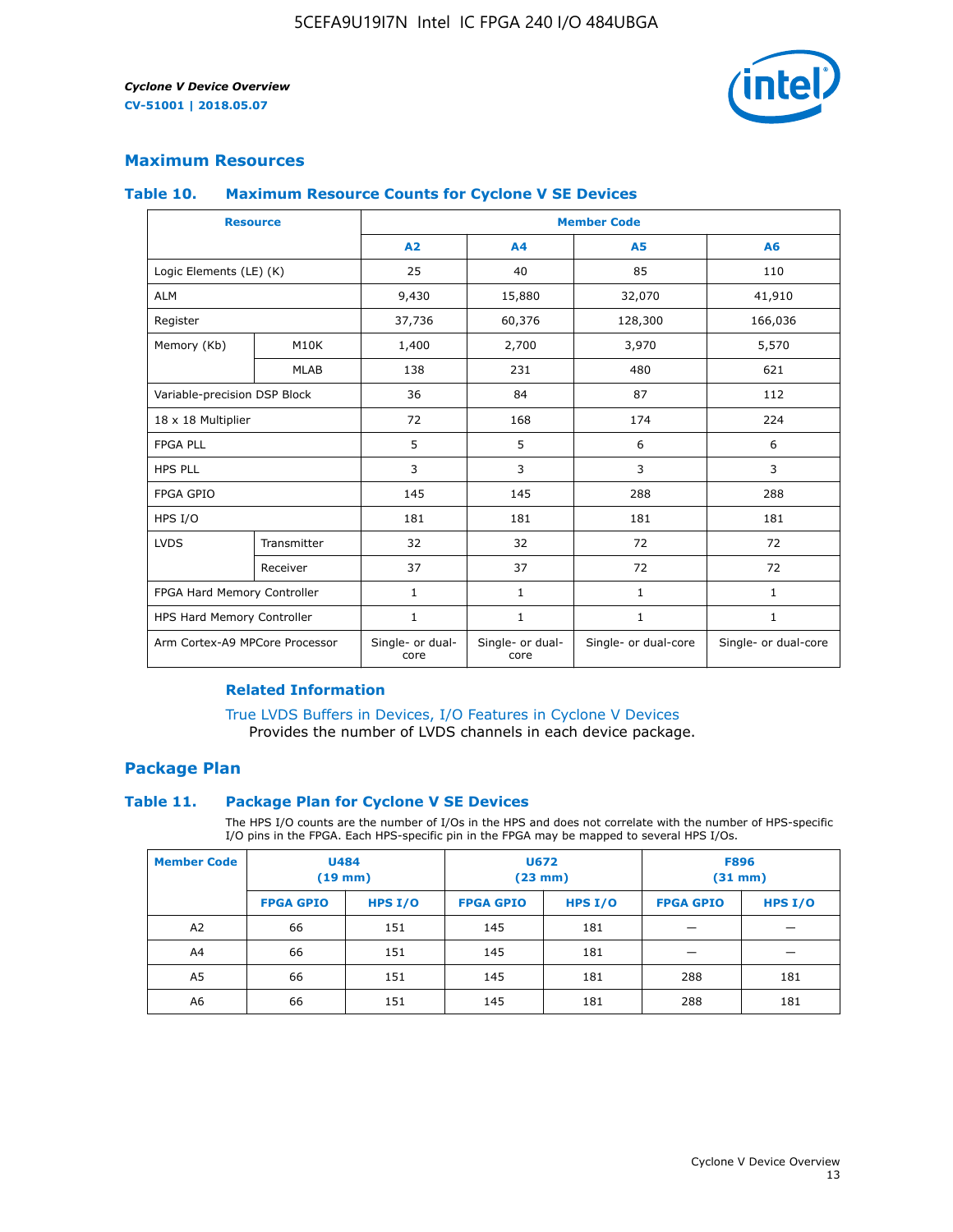## Maximum Resources

### Table 10. Maximum Resource Counts for Cyclone V SE Devices

| Resource | | Member Code | | | |
|---|---|---|---|---|---|
| | | A2 | A4 | A5 | A6 |
| Logic Elements (LE) (K) | | 25 | 40 | 85 | 110 |
| ALM | | 9,430 | 15,880 | 32,070 | 41,910 |
| Register | | 37,736 | 60,376 | 128,300 | 166,036 |
| Memory (Kb) | M10K | 1,400 | 2,700 | 3,970 | 5,570 |
| | MLAB | 138 | 231 | 480 | 621 |
| Variable-precision DSP Block | | 36 | 84 | 87 | 112 |
| 18 x 18 Multiplier | | 72 | 168 | 174 | 224 |
| FPGA PLL | | 5 | 5 | 6 | 6 |
| HPS PLL | | 3 | 3 | 3 | 3 |
| FPGA GPIO | | 145 | 145 | 288 | 288 |
| HPS I/O | | 181 | 181 | 181 | 181 |
| LVDS | Transmitter | 32 | 32 | 72 | 72 |
| | Receiver | 37 | 37 | 72 | 72 |
| FPGA Hard Memory Controller | | 1 | 1 | 1 | 1 |
| HPS Hard Memory Controller | | 1 | 1 | 1 | 1 |
| Arm Cortex-A9 MPCore Processor | | Single- or dual-core | Single- or dual-core | Single- or dual-core | Single- or dual-core |

#### Related Information

True LVDS Buffers in Devices, I/O Features in Cyclone V Devices
Provides the number of LVDS channels in each device package.

## Package Plan

### Table 11. Package Plan for Cyclone V SE Devices

The HPS I/O counts are the number of I/Os in the HPS and does not correlate with the number of HPS-specific I/O pins in the FPGA. Each HPS-specific pin in the FPGA may be mapped to several HPS I/Os.

| Member Code | U484 (19 mm) | | U672 (23 mm) | | F896 (31 mm) | |
|---|---|---|---|---|---|---|
| | FPGA GPIO | HPS I/O | FPGA GPIO | HPS I/O | FPGA GPIO | HPS I/O |
| A2 | 66 | 151 | 145 | 181 | — | — |
| A4 | 66 | 151 | 145 | 181 | — | — |
| A5 | 66 | 151 | 145 | 181 | 288 | 181 |
| A6 | 66 | 151 | 145 | 181 | 288 | 181 |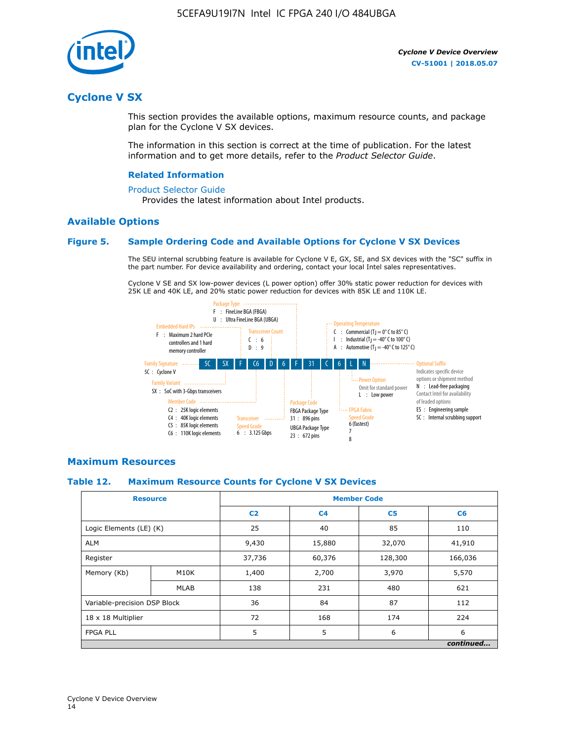## Cyclone V SX

This section provides the available options, maximum resource counts, and package plan for the Cyclone V SX devices.

The information in this section is correct at the time of publication. For the latest information and to get more details, refer to the *Product Selector Guide*.

### Related Information

Product Selector Guide
Provides the latest information about Intel products.

### Available Options

#### Figure 5. Sample Ordering Code and Available Options for Cyclone V SX Devices

The SEU internal scrubbing feature is available for Cyclone V E, GX, SE, and SX devices with the "SC" suffix in the part number. For device availability and ordering, contact your local Intel sales representatives.

Cyclone V SE and SX low-power devices (L power option) offer 30% static power reduction for devices with 25K LE and 40K LE, and 20% static power reduction for devices with 85K LE and 110K LE.

5C SX F C6 D 6 F 31 C 6 L N

- **Family Signature**
  - 5C : Cyclone V
- **Family Variant**
  - SX : SoC with 3-Gbps transceivers
- **Embedded Hard IPs**
  - F : Maximum 2 hard PCIe controllers and 1 hard memory controller
- **Member Code**
  - C2 : 25K logic elements
  - C4 : 40K logic elements
  - C5 : 85K logic elements
  - C6 : 110K logic elements
- **Transceiver Count**
  - C : 6
  - D : 9
- **Transceiver Speed Grade**
  - 6 : 3.125 Gbps
- **Package Type**
  - F : FineLine BGA (FBGA)
  - U : Ultra FineLine BGA (UBGA)
- **Package Code**
  - FBGA Package Type
    - 31 : 896 pins
  - UBGA Package Type
    - 23 : 672 pins
- **Operating Temperature**
  - C : Commercial ($T_J$ = 0° C to 85° C)
  - I : Industrial ($T_J$ = -40° C to 100° C)
  - A : Automotive ($T_J$ = -40° C to 125° C)
- **FPGA Fabric Speed Grade**
  - 6 (fastest)
  - 7
  - 8
- **Power Option**
  - Omit for standard power
  - L : Low power
- **Optional Suffix**
  - Indicates specific device options or shipment method
  - N : Lead-free packaging. Contact Intel for availability of leaded options
  - ES : Engineering sample
  - SC : Internal scrubbing support

### Maximum Resources

#### Table 12. Maximum Resource Counts for Cyclone V SX Devices

| Resource | | Member Code | | | |
|---|---|---|---|---|---|
| | | C2 | C4 | C5 | C6 |
| Logic Elements (LE) (K) | | 25 | 40 | 85 | 110 |
| ALM | | 9,430 | 15,880 | 32,070 | 41,910 |
| Register | | 37,736 | 60,376 | 128,300 | 166,036 |
| Memory (Kb) | M10K | 1,400 | 2,700 | 3,970 | 5,570 |
| | MLAB | 138 | 231 | 480 | 621 |
| Variable-precision DSP Block | | 36 | 84 | 87 | 112 |
| 18 x 18 Multiplier | | 72 | 168 | 174 | 224 |
| FPGA PLL | | 5 | 5 | 6 | 6 |

*continued...*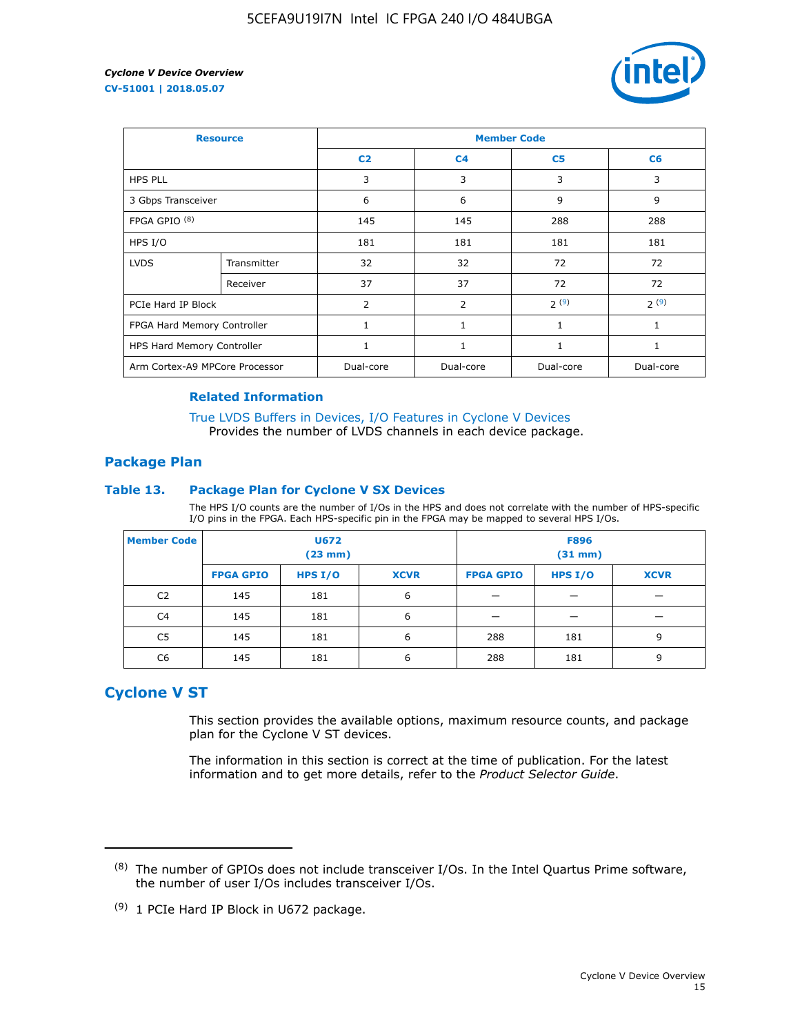| Resource | | Member Code | | | |
|---|---|---|---|---|---|
| | | C2 | C4 | C5 | C6 |
| HPS PLL | | 3 | 3 | 3 | 3 |
| 3 Gbps Transceiver | | 6 | 6 | 9 | 9 |
| FPGA GPIO [8] | | 145 | 145 | 288 | 288 |
| HPS I/O | | 181 | 181 | 181 | 181 |
| LVDS | Transmitter | 32 | 32 | 72 | 72 |
| | Receiver | 37 | 37 | 72 | 72 |
| PCIe Hard IP Block | | 2 | 2 | 2 [9] | 2 [9] |
| FPGA Hard Memory Controller | | 1 | 1 | 1 | 1 |
| HPS Hard Memory Controller | | 1 | 1 | 1 | 1 |
| Arm Cortex-A9 MPCore Processor | | Dual-core | Dual-core | Dual-core | Dual-core |

**Related Information**

True LVDS Buffers in Devices, I/O Features in Cyclone V Devices
Provides the number of LVDS channels in each device package.

## Package Plan

### Table 13. Package Plan for Cyclone V SX Devices

The HPS I/O counts are the number of I/Os in the HPS and does not correlate with the number of HPS-specific I/O pins in the FPGA. Each HPS-specific pin in the FPGA may be mapped to several HPS I/Os.

| Member Code | U672 (23 mm) | | | F896 (31 mm) | | |
|---|---|---|---|---|---|---|
| | FPGA GPIO | HPS I/O | XCVR | FPGA GPIO | HPS I/O | XCVR |
| C2 | 145 | 181 | 6 | — | — | — |
| C4 | 145 | 181 | 6 | — | — | — |
| C5 | 145 | 181 | 6 | 288 | 181 | 9 |
| C6 | 145 | 181 | 6 | 288 | 181 | 9 |

## Cyclone V ST

This section provides the available options, maximum resource counts, and package plan for the Cyclone V ST devices.

The information in this section is correct at the time of publication. For the latest information and to get more details, refer to the *Product Selector Guide*.

---

(8) The number of GPIOs does not include transceiver I/Os. In the Intel Quartus Prime software, the number of user I/Os includes transceiver I/Os.

(9) 1 PCIe Hard IP Block in U672 package.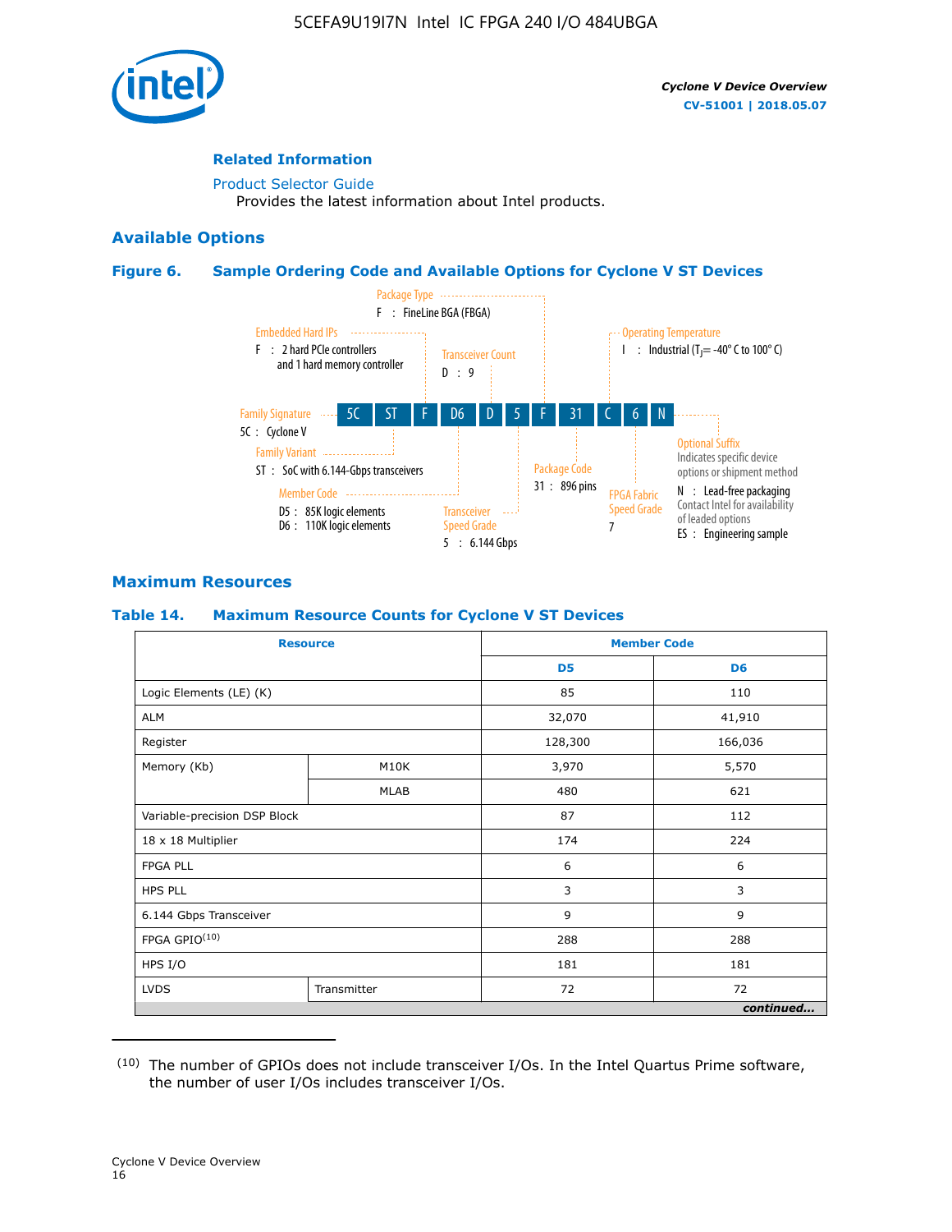### Related Information

Product Selector Guide
Provides the latest information about Intel products.

## Available Options

### Figure 6. Sample Ordering Code and Available Options for Cyclone V ST Devices

Ordering code: 5C ST F D6 D 5 F 31 C 6 N

- Family Signature — 5C : Cyclone V
- Family Variant — ST : SoC with 6.144-Gbps transceivers
- Embedded Hard IPs — F : 2 hard PCIe controllers and 1 hard memory controller
- Member Code — D5 : 85K logic elements; D6 : 110K logic elements
- Transceiver Count — D : 9
- Transceiver Speed Grade — 5 : 6.144 Gbps
- Package Type — F : FineLine BGA (FBGA)
- Package Code — 31 : 896 pins
- Operating Temperature — I : Industrial ($T_J$ = -40° C to 100° C)
- FPGA Fabric Speed Grade — 7
- Optional Suffix — Indicates specific device options or shipment method
  - N : Lead-free packaging. Contact Intel for availability of leaded options
  - ES : Engineering sample

## Maximum Resources

### Table 14. Maximum Resource Counts for Cyclone V ST Devices

| Resource | | Member Code | |
|---|---|---|---|
| | | D5 | D6 |
| Logic Elements (LE) (K) | | 85 | 110 |
| ALM | | 32,070 | 41,910 |
| Register | | 128,300 | 166,036 |
| Memory (Kb) | M10K | 3,970 | 5,570 |
| | MLAB | 480 | 621 |
| Variable-precision DSP Block | | 87 | 112 |
| 18 x 18 Multiplier | | 174 | 224 |
| FPGA PLL | | 6 | 6 |
| HPS PLL | | 3 | 3 |
| 6.144 Gbps Transceiver | | 9 | 9 |
| FPGA GPIO[(10)] | | 288 | 288 |
| HPS I/O | | 181 | 181 |
| LVDS | Transmitter | 72 | 72 |

*continued...*

(10) The number of GPIOs does not include transceiver I/Os. In the Intel Quartus Prime software, the number of user I/Os includes transceiver I/Os.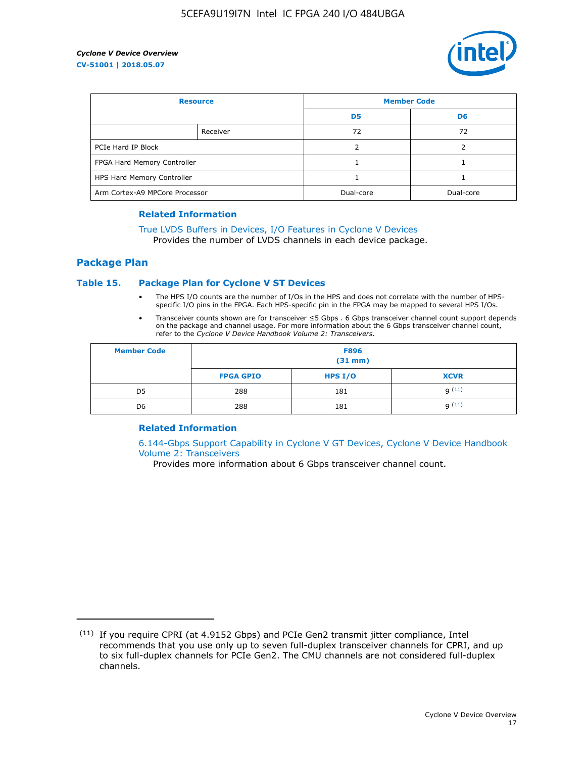| Resource | | Member Code | |
|---|---|---|---|
| | | D5 | D6 |
| | Receiver | 72 | 72 |
| PCIe Hard IP Block | | 2 | 2 |
| FPGA Hard Memory Controller | | 1 | 1 |
| HPS Hard Memory Controller | | 1 | 1 |
| Arm Cortex-A9 MPCore Processor | | Dual-core | Dual-core |

### Related Information

True LVDS Buffers in Devices, I/O Features in Cyclone V Devices
Provides the number of LVDS channels in each device package.

## Package Plan

### Table 15. Package Plan for Cyclone V ST Devices

- The HPS I/O counts are the number of I/Os in the HPS and does not correlate with the number of HPS-specific I/O pins in the FPGA. Each HPS-specific pin in the FPGA may be mapped to several HPS I/Os.
- Transceiver counts shown are for transceiver ≤5 Gbps . 6 Gbps transceiver channel count support depends on the package and channel usage. For more information about the 6 Gbps transceiver channel count, refer to the *Cyclone V Device Handbook Volume 2: Transceivers*.

| Member Code | F896 (31 mm) | | |
|---|---|---|---|
| | FPGA GPIO | HPS I/O | XCVR |
| D5 | 288 | 181 | 9 [11] |
| D6 | 288 | 181 | 9 [11] |

### Related Information

6.144-Gbps Support Capability in Cyclone V GT Devices, Cyclone V Device Handbook Volume 2: Transceivers
Provides more information about 6 Gbps transceiver channel count.

(11) If you require CPRI (at 4.9152 Gbps) and PCIe Gen2 transmit jitter compliance, Intel recommends that you use only up to seven full-duplex transceiver channels for CPRI, and up to six full-duplex channels for PCIe Gen2. The CMU channels are not considered full-duplex channels.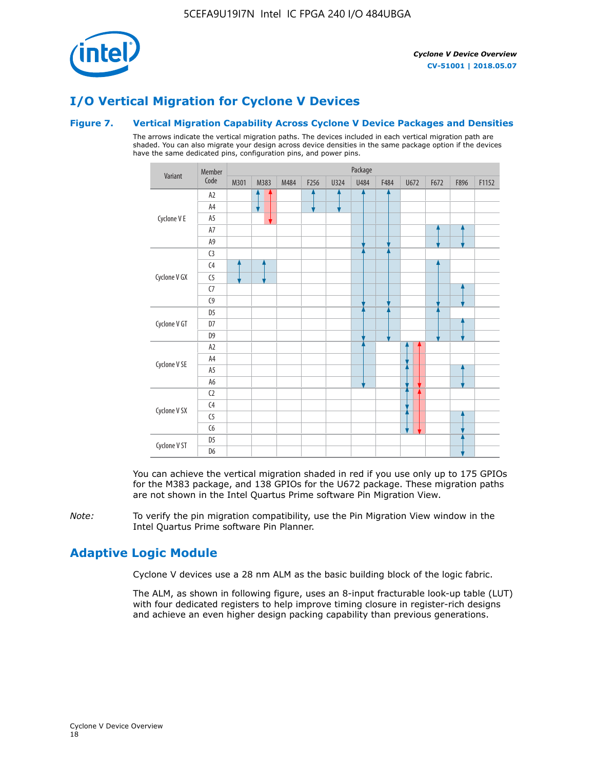# I/O Vertical Migration for Cyclone V Devices

### Figure 7. Vertical Migration Capability Across Cyclone V Device Packages and Densities

The arrows indicate the vertical migration paths. The devices included in each vertical migration path are shaded. You can also migrate your design across device densities in the same package option if the devices have the same dedicated pins, configuration pins, and power pins.

| Variant | Member Code | M301 | M383 | M484 | F256 | U324 | U484 | F484 | U672 | F672 | F896 | F1152 |
|---|---|---|---|---|---|---|---|---|---|---|---|---|
| Cyclone V E | A2 | | | | | | | | | | | |
| | A4 | | | | | | | | | | | |
| | A5 | | | | | | | | | | | |
| | A7 | | | | | | | | | | | |
| | A9 | | | | | | | | | | | |
| Cyclone V GX | C3 | | | | | | | | | | | |
| | C4 | | | | | | | | | | | |
| | C5 | | | | | | | | | | | |
| | C7 | | | | | | | | | | | |
| | C9 | | | | | | | | | | | |
| Cyclone V GT | D5 | | | | | | | | | | | |
| | D7 | | | | | | | | | | | |
| | D9 | | | | | | | | | | | |
| Cyclone V SE | A2 | | | | | | | | | | | |
| | A4 | | | | | | | | | | | |
| | A5 | | | | | | | | | | | |
| | A6 | | | | | | | | | | | |
| Cyclone V SX | C2 | | | | | | | | | | | |
| | C4 | | | | | | | | | | | |
| | C5 | | | | | | | | | | | |
| | C6 | | | | | | | | | | | |
| Cyclone V ST | D5 | | | | | | | | | | | |
| | D6 | | | | | | | | | | | |

You can achieve the vertical migration shaded in red if you use only up to 175 GPIOs for the M383 package, and 138 GPIOs for the U672 package. These migration paths are not shown in the Intel Quartus Prime software Pin Migration View.

*Note:* To verify the pin migration compatibility, use the Pin Migration View window in the Intel Quartus Prime software Pin Planner.

# Adaptive Logic Module

Cyclone V devices use a 28 nm ALM as the basic building block of the logic fabric.

The ALM, as shown in following figure, uses an 8-input fracturable look-up table (LUT) with four dedicated registers to help improve timing closure in register-rich designs and achieve an even higher design packing capability than previous generations.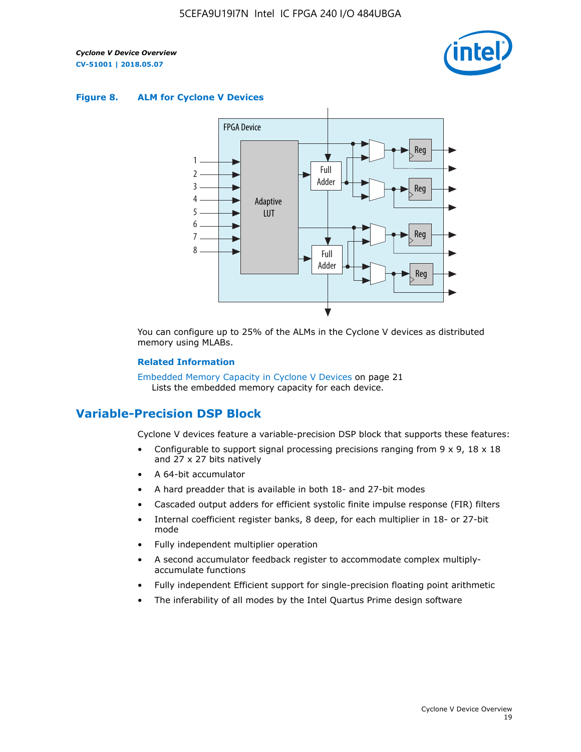**Figure 8. ALM for Cyclone V Devices**

You can configure up to 25% of the ALMs in the Cyclone V devices as distributed memory using MLABs.

**Related Information**

Embedded Memory Capacity in Cyclone V Devices on page 21
Lists the embedded memory capacity for each device.

## Variable-Precision DSP Block

Cyclone V devices feature a variable-precision DSP block that supports these features:

- Configurable to support signal processing precisions ranging from 9 x 9, 18 x 18 and 27 x 27 bits natively
- A 64-bit accumulator
- A hard preadder that is available in both 18- and 27-bit modes
- Cascaded output adders for efficient systolic finite impulse response (FIR) filters
- Internal coefficient register banks, 8 deep, for each multiplier in 18- or 27-bit mode
- Fully independent multiplier operation
- A second accumulator feedback register to accommodate complex multiply-accumulate functions
- Fully independent Efficient support for single-precision floating point arithmetic
- The inferability of all modes by the Intel Quartus Prime design software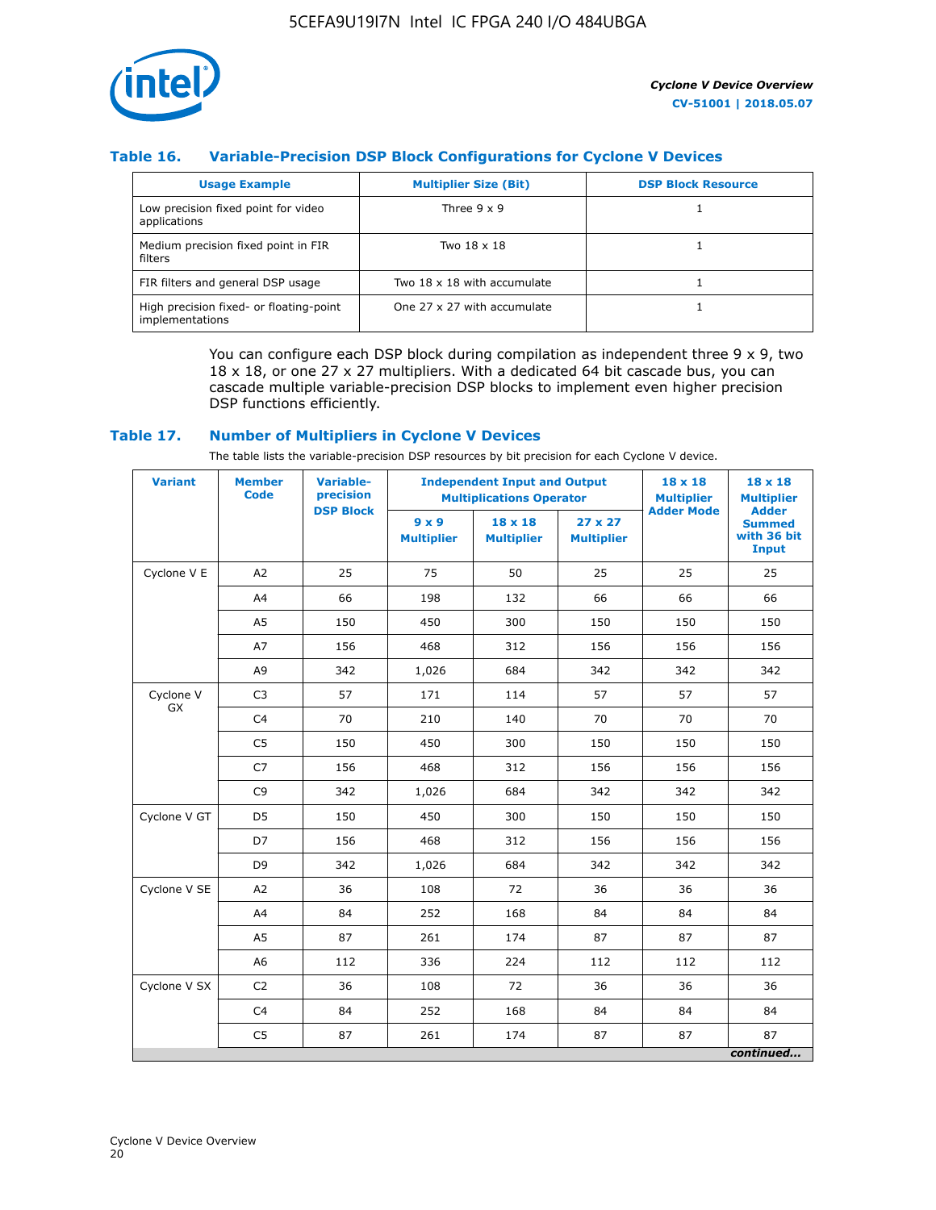### Table 16. Variable-Precision DSP Block Configurations for Cyclone V Devices

| Usage Example | Multiplier Size (Bit) | DSP Block Resource |
| --- | --- | --- |
| Low precision fixed point for video applications | Three 9 x 9 | 1 |
| Medium precision fixed point in FIR filters | Two 18 x 18 | 1 |
| FIR filters and general DSP usage | Two 18 x 18 with accumulate | 1 |
| High precision fixed- or floating-point implementations | One 27 x 27 with accumulate | 1 |

You can configure each DSP block during compilation as independent three 9 x 9, two 18 x 18, or one 27 x 27 multipliers. With a dedicated 64 bit cascade bus, you can cascade multiple variable-precision DSP blocks to implement even higher precision DSP functions efficiently.

### Table 17. Number of Multipliers in Cyclone V Devices

The table lists the variable-precision DSP resources by bit precision for each Cyclone V device.

| Variant | Member Code | Variable-precision DSP Block | Independent Input and Output Multiplications Operator | | | 18 x 18 Multiplier Adder Mode | 18 x 18 Multiplier Adder Summed with 36 bit Input |
| --- | --- | --- | --- | --- | --- | --- | --- |
| | | | 9 x 9 Multiplier | 18 x 18 Multiplier | 27 x 27 Multiplier | | |
| Cyclone V E | A2 | 25 | 75 | 50 | 25 | 25 | 25 |
| | A4 | 66 | 198 | 132 | 66 | 66 | 66 |
| | A5 | 150 | 450 | 300 | 150 | 150 | 150 |
| | A7 | 156 | 468 | 312 | 156 | 156 | 156 |
| | A9 | 342 | 1,026 | 684 | 342 | 342 | 342 |
| Cyclone V GX | C3 | 57 | 171 | 114 | 57 | 57 | 57 |
| | C4 | 70 | 210 | 140 | 70 | 70 | 70 |
| | C5 | 150 | 450 | 300 | 150 | 150 | 150 |
| | C7 | 156 | 468 | 312 | 156 | 156 | 156 |
| | C9 | 342 | 1,026 | 684 | 342 | 342 | 342 |
| Cyclone V GT | D5 | 150 | 450 | 300 | 150 | 150 | 150 |
| | D7 | 156 | 468 | 312 | 156 | 156 | 156 |
| | D9 | 342 | 1,026 | 684 | 342 | 342 | 342 |
| Cyclone V SE | A2 | 36 | 108 | 72 | 36 | 36 | 36 |
| | A4 | 84 | 252 | 168 | 84 | 84 | 84 |
| | A5 | 87 | 261 | 174 | 87 | 87 | 87 |
| | A6 | 112 | 336 | 224 | 112 | 112 | 112 |
| Cyclone V SX | C2 | 36 | 108 | 72 | 36 | 36 | 36 |
| | C4 | 84 | 252 | 168 | 84 | 84 | 84 |
| | C5 | 87 | 261 | 174 | 87 | 87 | 87 |

*continued...*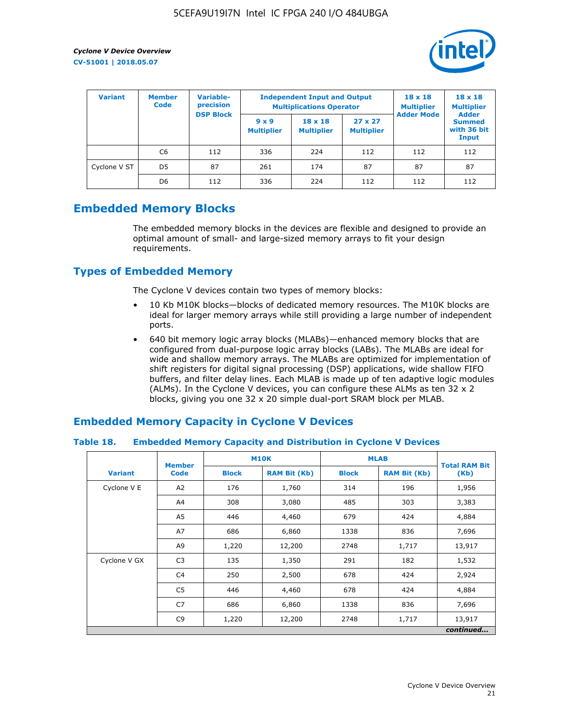| Variant | Member Code | Variable-precision DSP Block | Independent Input and Output Multiplications Operator | | | 18 x 18 Multiplier Adder Mode | 18 x 18 Multiplier Adder Summed with 36 bit Input |
|---|---|---|---|---|---|---|---|
| | | | 9 x 9 Multiplier | 18 x 18 Multiplier | 27 x 27 Multiplier | | |
| | C6 | 112 | 336 | 224 | 112 | 112 | 112 |
| Cyclone V ST | D5 | 87 | 261 | 174 | 87 | 87 | 87 |
| | D6 | 112 | 336 | 224 | 112 | 112 | 112 |

## Embedded Memory Blocks

The embedded memory blocks in the devices are flexible and designed to provide an optimal amount of small- and large-sized memory arrays to fit your design requirements.

## Types of Embedded Memory

The Cyclone V devices contain two types of memory blocks:

- 10 Kb M10K blocks—blocks of dedicated memory resources. The M10K blocks are ideal for larger memory arrays while still providing a large number of independent ports.
- 640 bit memory logic array blocks (MLABs)—enhanced memory blocks that are configured from dual-purpose logic array blocks (LABs). The MLABs are ideal for wide and shallow memory arrays. The MLABs are optimized for implementation of shift registers for digital signal processing (DSP) applications, wide shallow FIFO buffers, and filter delay lines. Each MLAB is made up of ten adaptive logic modules (ALMs). In the Cyclone V devices, you can configure these ALMs as ten 32 x 2 blocks, giving you one 32 x 20 simple dual-port SRAM block per MLAB.

## Embedded Memory Capacity in Cyclone V Devices

### Table 18. Embedded Memory Capacity and Distribution in Cyclone V Devices

| Variant | Member Code | M10K | | MLAB | | Total RAM Bit (Kb) |
|---|---|---|---|---|---|---|
| | | Block | RAM Bit (Kb) | Block | RAM Bit (Kb) | |
| Cyclone V E | A2 | 176 | 1,760 | 314 | 196 | 1,956 |
| | A4 | 308 | 3,080 | 485 | 303 | 3,383 |
| | A5 | 446 | 4,460 | 679 | 424 | 4,884 |
| | A7 | 686 | 6,860 | 1338 | 836 | 7,696 |
| | A9 | 1,220 | 12,200 | 2748 | 1,717 | 13,917 |
| Cyclone V GX | C3 | 135 | 1,350 | 291 | 182 | 1,532 |
| | C4 | 250 | 2,500 | 678 | 424 | 2,924 |
| | C5 | 446 | 4,460 | 678 | 424 | 4,884 |
| | C7 | 686 | 6,860 | 1338 | 836 | 7,696 |
| | C9 | 1,220 | 12,200 | 2748 | 1,717 | 13,917 |

*continued...*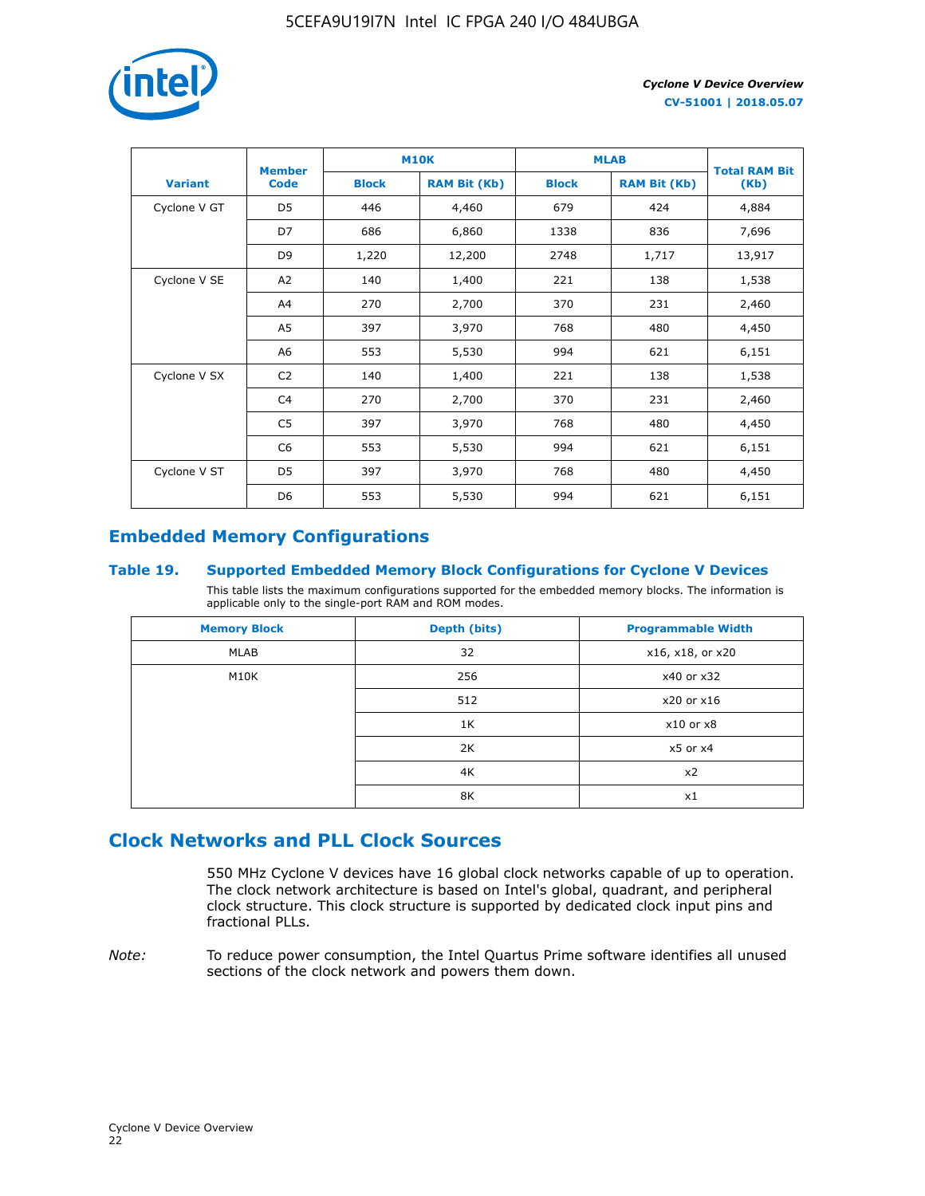| Variant | Member Code | M10K | | MLAB | | Total RAM Bit (Kb) |
|---|---|---|---|---|---|---|
| | | Block | RAM Bit (Kb) | Block | RAM Bit (Kb) | |
| Cyclone V GT | D5 | 446 | 4,460 | 679 | 424 | 4,884 |
| | D7 | 686 | 6,860 | 1338 | 836 | 7,696 |
| | D9 | 1,220 | 12,200 | 2748 | 1,717 | 13,917 |
| Cyclone V SE | A2 | 140 | 1,400 | 221 | 138 | 1,538 |
| | A4 | 270 | 2,700 | 370 | 231 | 2,460 |
| | A5 | 397 | 3,970 | 768 | 480 | 4,450 |
| | A6 | 553 | 5,530 | 994 | 621 | 6,151 |
| Cyclone V SX | C2 | 140 | 1,400 | 221 | 138 | 1,538 |
| | C4 | 270 | 2,700 | 370 | 231 | 2,460 |
| | C5 | 397 | 3,970 | 768 | 480 | 4,450 |
| | C6 | 553 | 5,530 | 994 | 621 | 6,151 |
| Cyclone V ST | D5 | 397 | 3,970 | 768 | 480 | 4,450 |
| | D6 | 553 | 5,530 | 994 | 621 | 6,151 |

## Embedded Memory Configurations

### Table 19. Supported Embedded Memory Block Configurations for Cyclone V Devices

This table lists the maximum configurations supported for the embedded memory blocks. The information is applicable only to the single-port RAM and ROM modes.

| Memory Block | Depth (bits) | Programmable Width |
|---|---|---|
| MLAB | 32 | x16, x18, or x20 |
| M10K | 256 | x40 or x32 |
| | 512 | x20 or x16 |
| | 1K | x10 or x8 |
| | 2K | x5 or x4 |
| | 4K | x2 |
| | 8K | x1 |

## Clock Networks and PLL Clock Sources

550 MHz Cyclone V devices have 16 global clock networks capable of up to operation. The clock network architecture is based on Intel's global, quadrant, and peripheral clock structure. This clock structure is supported by dedicated clock input pins and fractional PLLs.

*Note:* To reduce power consumption, the Intel Quartus Prime software identifies all unused sections of the clock network and powers them down.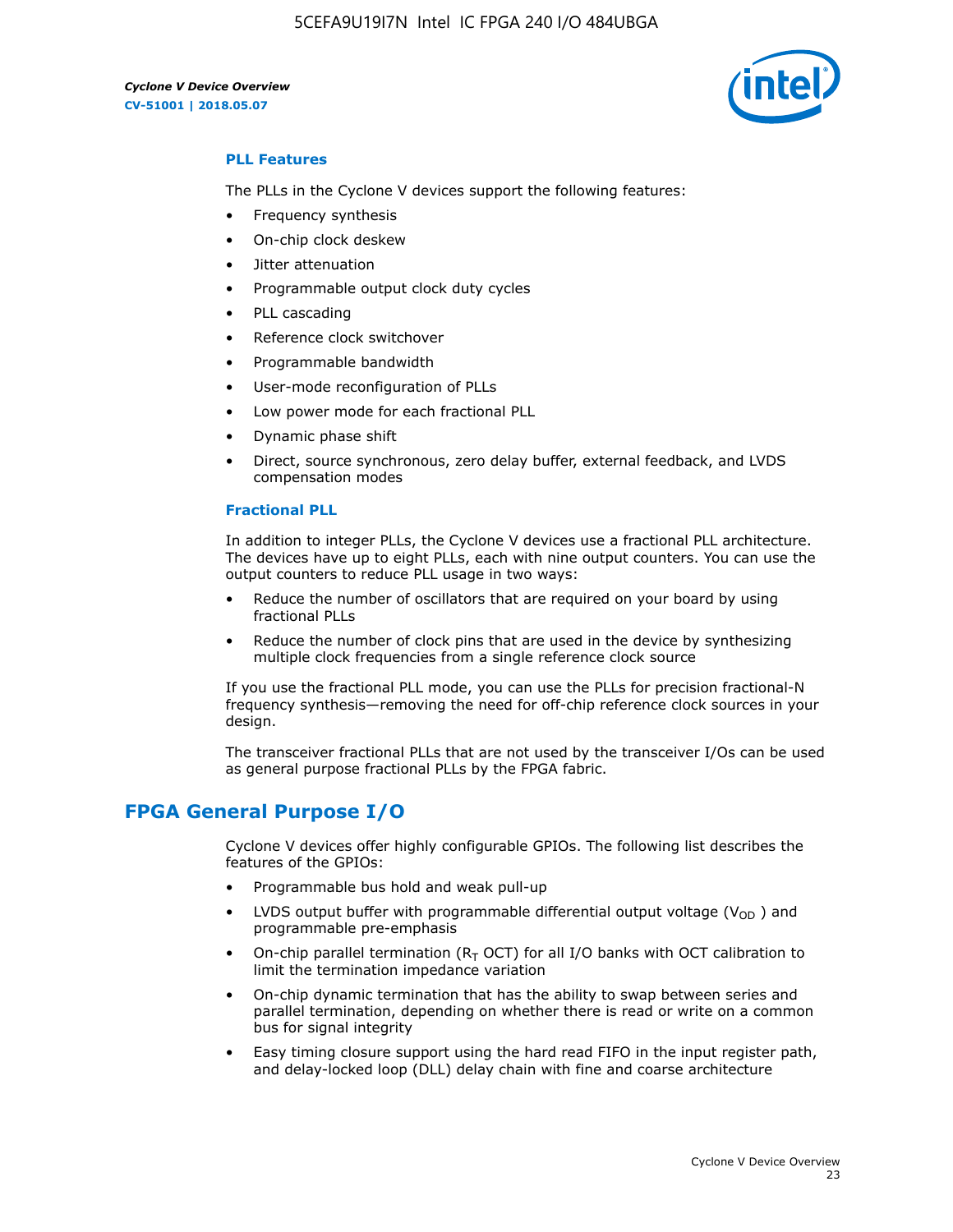### PLL Features

The PLLs in the Cyclone V devices support the following features:

- Frequency synthesis
- On-chip clock deskew
- Jitter attenuation
- Programmable output clock duty cycles
- PLL cascading
- Reference clock switchover
- Programmable bandwidth
- User-mode reconfiguration of PLLs
- Low power mode for each fractional PLL
- Dynamic phase shift
- Direct, source synchronous, zero delay buffer, external feedback, and LVDS compensation modes

### Fractional PLL

In addition to integer PLLs, the Cyclone V devices use a fractional PLL architecture. The devices have up to eight PLLs, each with nine output counters. You can use the output counters to reduce PLL usage in two ways:

- Reduce the number of oscillators that are required on your board by using fractional PLLs
- Reduce the number of clock pins that are used in the device by synthesizing multiple clock frequencies from a single reference clock source

If you use the fractional PLL mode, you can use the PLLs for precision fractional-N frequency synthesis—removing the need for off-chip reference clock sources in your design.

The transceiver fractional PLLs that are not used by the transceiver I/Os can be used as general purpose fractional PLLs by the FPGA fabric.

## FPGA General Purpose I/O

Cyclone V devices offer highly configurable GPIOs. The following list describes the features of the GPIOs:

- Programmable bus hold and weak pull-up
- LVDS output buffer with programmable differential output voltage ($V_{OD}$) and programmable pre-emphasis
- On-chip parallel termination ($R_T$ OCT) for all I/O banks with OCT calibration to limit the termination impedance variation
- On-chip dynamic termination that has the ability to swap between series and parallel termination, depending on whether there is read or write on a common bus for signal integrity
- Easy timing closure support using the hard read FIFO in the input register path, and delay-locked loop (DLL) delay chain with fine and coarse architecture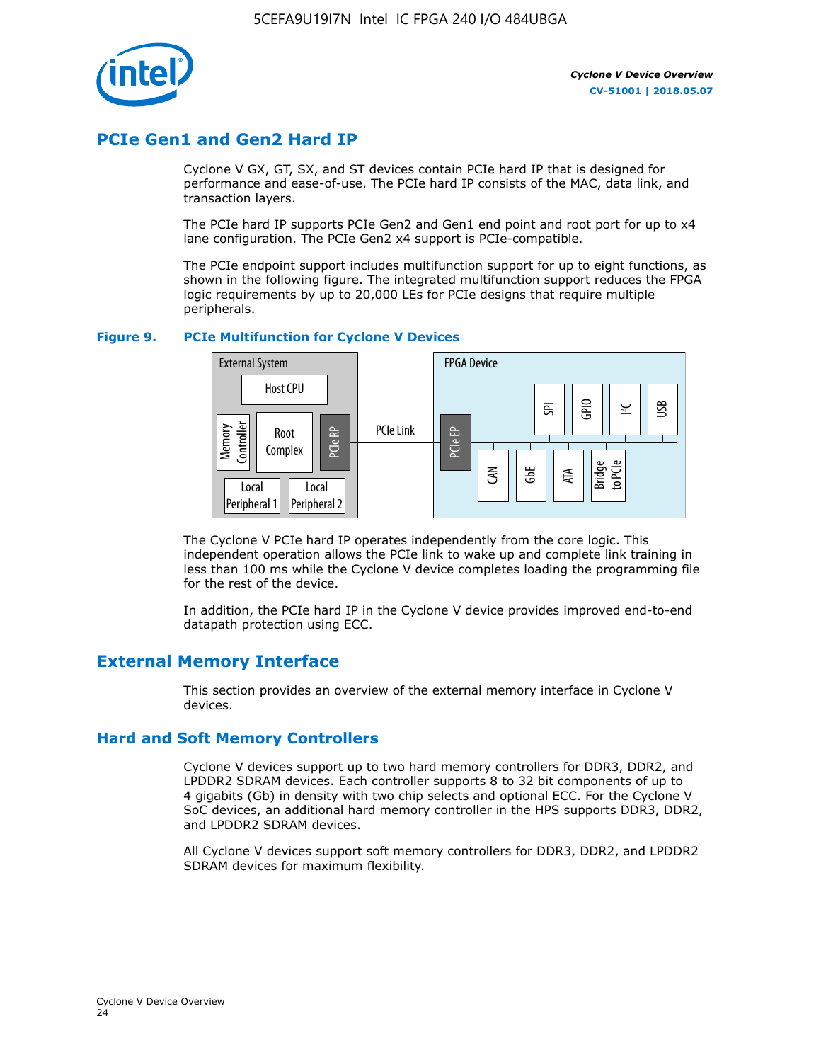## PCIe Gen1 and Gen2 Hard IP

Cyclone V GX, GT, SX, and ST devices contain PCIe hard IP that is designed for performance and ease-of-use. The PCIe hard IP consists of the MAC, data link, and transaction layers.

The PCIe hard IP supports PCIe Gen2 and Gen1 end point and root port for up to x4 lane configuration. The PCIe Gen2 x4 support is PCIe-compatible.

The PCIe endpoint support includes multifunction support for up to eight functions, as shown in the following figure. The integrated multifunction support reduces the FPGA logic requirements by up to 20,000 LEs for PCIe designs that require multiple peripherals.

**Figure 9. PCIe Multifunction for Cyclone V Devices**

External System: Host CPU, Memory Controller, Root Complex, PCIe RP, Local Peripheral 1, Local Peripheral 2

PCIe Link

FPGA Device: PCIe EP, SPI, GPIO, I²C, USB, CAN, GbE, ATA, Bridge to PCIe

The Cyclone V PCIe hard IP operates independently from the core logic. This independent operation allows the PCIe link to wake up and complete link training in less than 100 ms while the Cyclone V device completes loading the programming file for the rest of the device.

In addition, the PCIe hard IP in the Cyclone V device provides improved end-to-end datapath protection using ECC.

## External Memory Interface

This section provides an overview of the external memory interface in Cyclone V devices.

## Hard and Soft Memory Controllers

Cyclone V devices support up to two hard memory controllers for DDR3, DDR2, and LPDDR2 SDRAM devices. Each controller supports 8 to 32 bit components of up to 4 gigabits (Gb) in density with two chip selects and optional ECC. For the Cyclone V SoC devices, an additional hard memory controller in the HPS supports DDR3, DDR2, and LPDDR2 SDRAM devices.

All Cyclone V devices support soft memory controllers for DDR3, DDR2, and LPDDR2 SDRAM devices for maximum flexibility.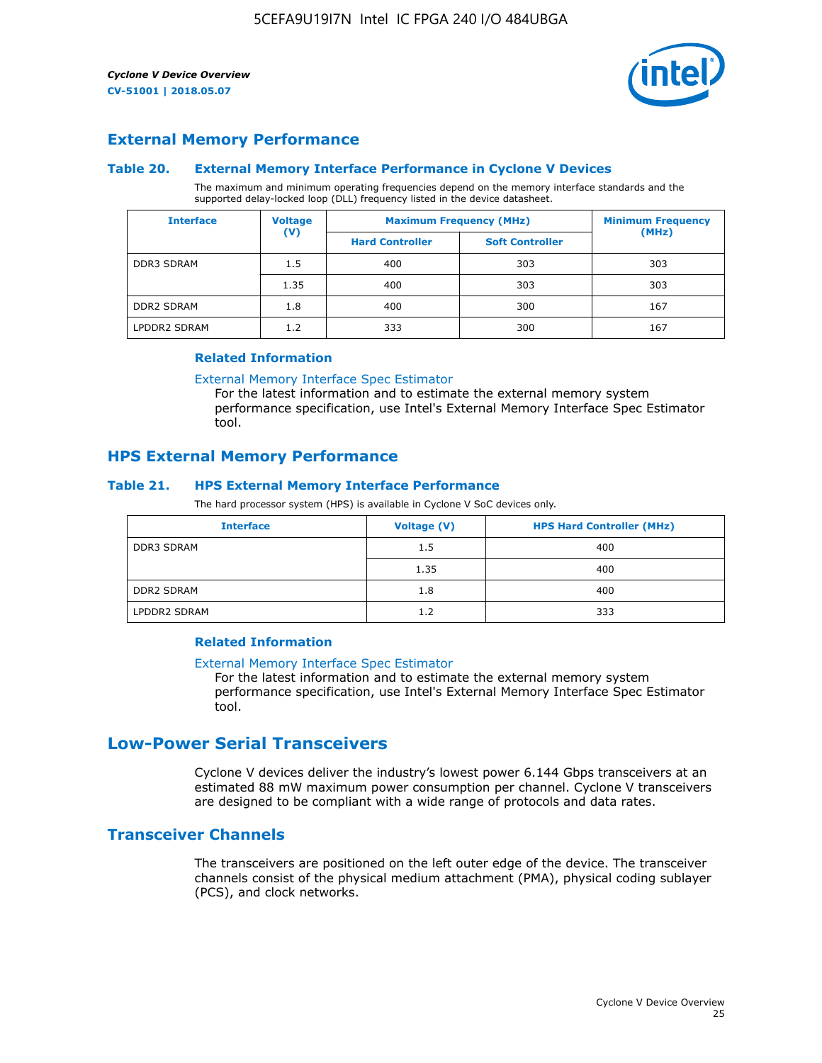## External Memory Performance

### Table 20. External Memory Interface Performance in Cyclone V Devices

The maximum and minimum operating frequencies depend on the memory interface standards and the supported delay-locked loop (DLL) frequency listed in the device datasheet.

| Interface | Voltage (V) | Maximum Frequency (MHz) | | Minimum Frequency (MHz) |
|---|---|---|---|---|
| | | Hard Controller | Soft Controller | |
| DDR3 SDRAM | 1.5 | 400 | 303 | 303 |
| | 1.35 | 400 | 303 | 303 |
| DDR2 SDRAM | 1.8 | 400 | 300 | 167 |
| LPDDR2 SDRAM | 1.2 | 333 | 300 | 167 |

#### Related Information

External Memory Interface Spec Estimator

For the latest information and to estimate the external memory system performance specification, use Intel's External Memory Interface Spec Estimator tool.

## HPS External Memory Performance

### Table 21. HPS External Memory Interface Performance

The hard processor system (HPS) is available in Cyclone V SoC devices only.

| Interface | Voltage (V) | HPS Hard Controller (MHz) |
|---|---|---|
| DDR3 SDRAM | 1.5 | 400 |
| | 1.35 | 400 |
| DDR2 SDRAM | 1.8 | 400 |
| LPDDR2 SDRAM | 1.2 | 333 |

#### Related Information

External Memory Interface Spec Estimator

For the latest information and to estimate the external memory system performance specification, use Intel's External Memory Interface Spec Estimator tool.

# Low-Power Serial Transceivers

Cyclone V devices deliver the industry's lowest power 6.144 Gbps transceivers at an estimated 88 mW maximum power consumption per channel. Cyclone V transceivers are designed to be compliant with a wide range of protocols and data rates.

## Transceiver Channels

The transceivers are positioned on the left outer edge of the device. The transceiver channels consist of the physical medium attachment (PMA), physical coding sublayer (PCS), and clock networks.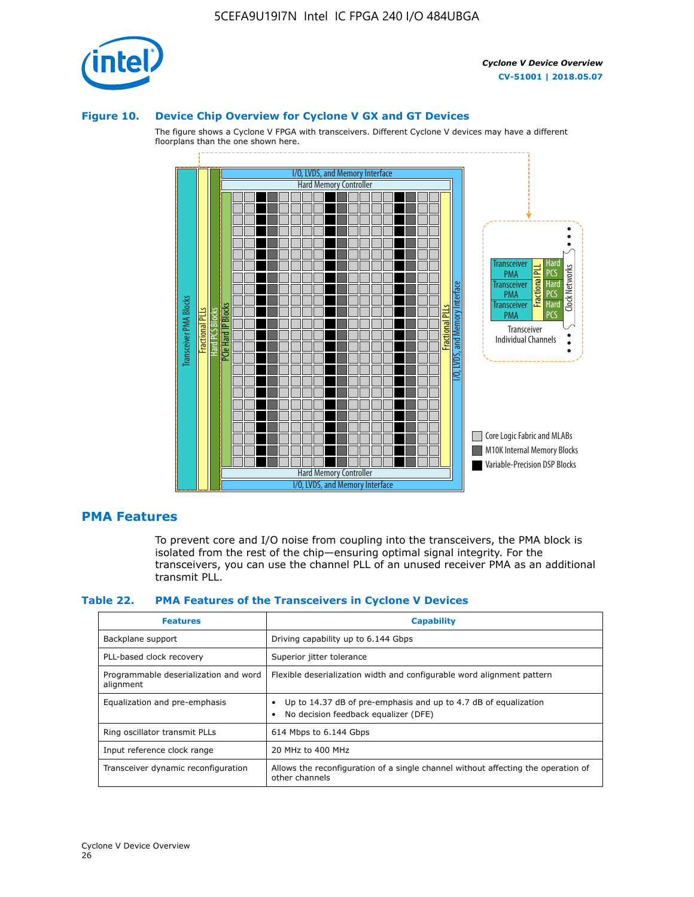### Figure 10. Device Chip Overview for Cyclone V GX and GT Devices

The figure shows a Cyclone V FPGA with transceivers. Different Cyclone V devices may have a different floorplans than the one shown here.

## PMA Features

To prevent core and I/O noise from coupling into the transceivers, the PMA block is isolated from the rest of the chip—ensuring optimal signal integrity. For the transceivers, you can use the channel PLL of an unused receiver PMA as an additional transmit PLL.

### Table 22. PMA Features of the Transceivers in Cyclone V Devices

| Features | Capability |
|---|---|
| Backplane support | Driving capability up to 6.144 Gbps |
| PLL-based clock recovery | Superior jitter tolerance |
| Programmable deserialization and word alignment | Flexible deserialization width and configurable word alignment pattern |
| Equalization and pre-emphasis | • Up to 14.37 dB of pre-emphasis and up to 4.7 dB of equalization<br>• No decision feedback equalizer (DFE) |
| Ring oscillator transmit PLLs | 614 Mbps to 6.144 Gbps |
| Input reference clock range | 20 MHz to 400 MHz |
| Transceiver dynamic reconfiguration | Allows the reconfiguration of a single channel without affecting the operation of other channels |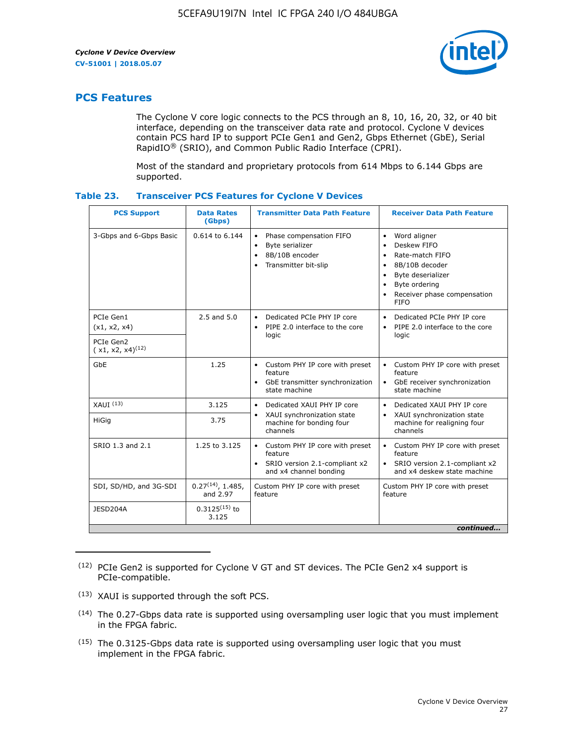## PCS Features

The Cyclone V core logic connects to the PCS through an 8, 10, 16, 20, 32, or 40 bit interface, depending on the transceiver data rate and protocol. Cyclone V devices contain PCS hard IP to support PCIe Gen1 and Gen2, Gbps Ethernet (GbE), Serial RapidIO® (SRIO), and Common Public Radio Interface (CPRI).

Most of the standard and proprietary protocols from 614 Mbps to 6.144 Gbps are supported.

### Table 23. Transceiver PCS Features for Cyclone V Devices

| PCS Support | Data Rates (Gbps) | Transmitter Data Path Feature | Receiver Data Path Feature |
|---|---|---|---|
| 3-Gbps and 6-Gbps Basic | 0.614 to 6.144 | • Phase compensation FIFO<br>• Byte serializer<br>• 8B/10B encoder<br>• Transmitter bit-slip | • Word aligner<br>• Deskew FIFO<br>• Rate-match FIFO<br>• 8B/10B decoder<br>• Byte deserializer<br>• Byte ordering<br>• Receiver phase compensation FIFO |
| PCIe Gen1 (x1, x2, x4) | 2.5 and 5.0 | • Dedicated PCIe PHY IP core<br>• PIPE 2.0 interface to the core logic | • Dedicated PCIe PHY IP core<br>• PIPE 2.0 interface to the core logic |
| PCIe Gen2 ( x1, x2, x4)[12] | | | |
| GbE | 1.25 | • Custom PHY IP core with preset feature<br>• GbE transmitter synchronization state machine | • Custom PHY IP core with preset feature<br>• GbE receiver synchronization state machine |
| XAUI [13] | 3.125 | • Dedicated XAUI PHY IP core<br>• XAUI synchronization state machine for bonding four channels | • Dedicated XAUI PHY IP core<br>• XAUI synchronization state machine for realigning four channels |
| HiGig | 3.75 | | |
| SRIO 1.3 and 2.1 | 1.25 to 3.125 | • Custom PHY IP core with preset feature<br>• SRIO version 2.1-compliant x2 and x4 channel bonding | • Custom PHY IP core with preset feature<br>• SRIO version 2.1-compliant x2 and x4 deskew state machine |
| SDI, SD/HD, and 3G-SDI | 0.27[14], 1.485, and 2.97 | Custom PHY IP core with preset feature | Custom PHY IP core with preset feature |
| JESD204A | 0.3125[15] to 3.125 | | |

*continued...*

(12) PCIe Gen2 is supported for Cyclone V GT and ST devices. The PCIe Gen2 x4 support is PCIe-compatible.

(13) XAUI is supported through the soft PCS.

(14) The 0.27-Gbps data rate is supported using oversampling user logic that you must implement in the FPGA fabric.

(15) The 0.3125-Gbps data rate is supported using oversampling user logic that you must implement in the FPGA fabric.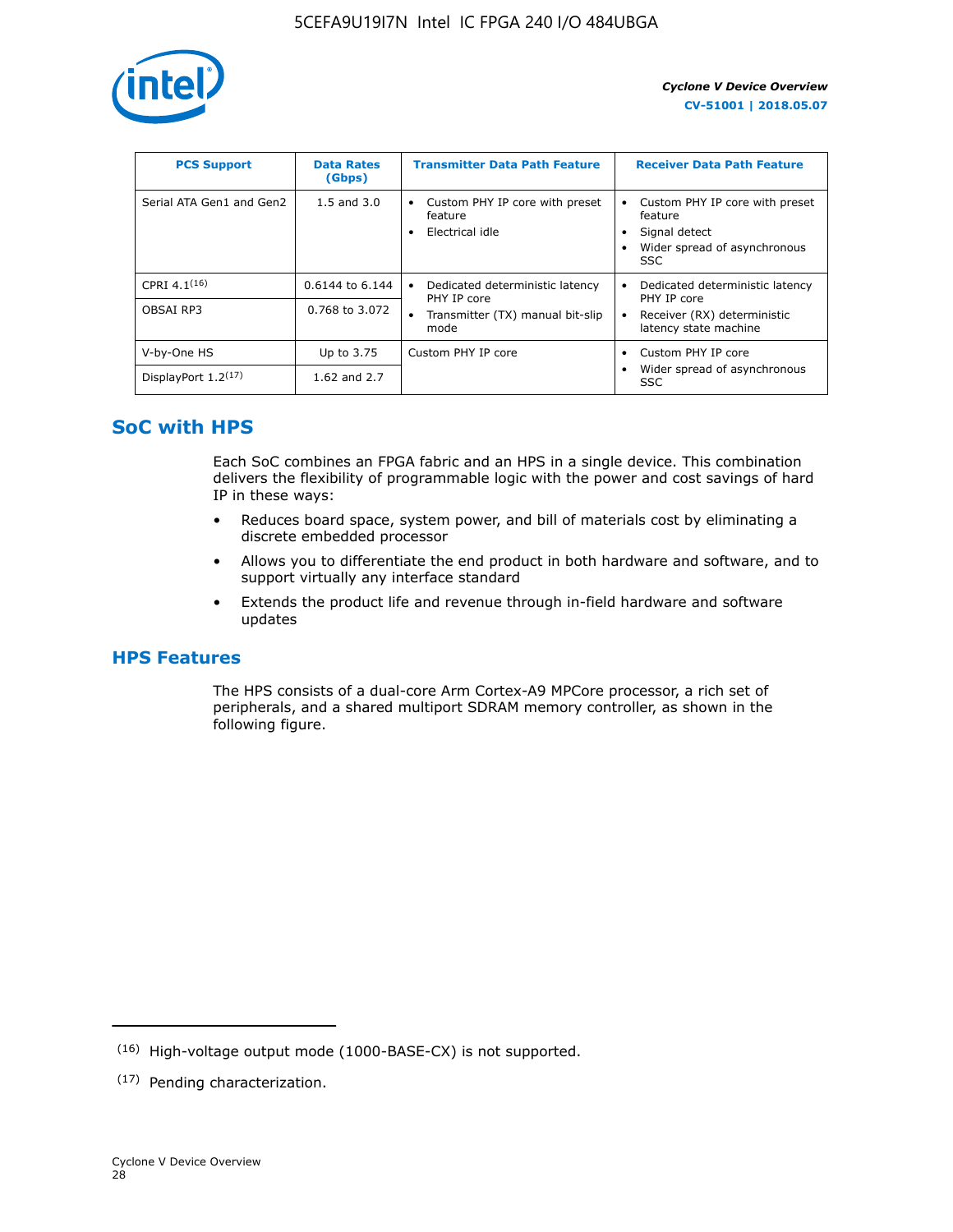| PCS Support | Data Rates (Gbps) | Transmitter Data Path Feature | Receiver Data Path Feature |
|---|---|---|---|
| Serial ATA Gen1 and Gen2 | 1.5 and 3.0 | • Custom PHY IP core with preset feature<br>• Electrical idle | • Custom PHY IP core with preset feature<br>• Signal detect<br>• Wider spread of asynchronous SSC |
| CPRI 4.1[16] | 0.6144 to 6.144 | • Dedicated deterministic latency PHY IP core<br>• Transmitter (TX) manual bit-slip mode | • Dedicated deterministic latency PHY IP core<br>• Receiver (RX) deterministic latency state machine |
| OBSAI RP3 | 0.768 to 3.072 | | |
| V-by-One HS | Up to 3.75 | Custom PHY IP core | • Custom PHY IP core<br>• Wider spread of asynchronous SSC |
| DisplayPort 1.2[17] | 1.62 and 2.7 | | |

## SoC with HPS

Each SoC combines an FPGA fabric and an HPS in a single device. This combination delivers the flexibility of programmable logic with the power and cost savings of hard IP in these ways:

- Reduces board space, system power, and bill of materials cost by eliminating a discrete embedded processor
- Allows you to differentiate the end product in both hardware and software, and to support virtually any interface standard
- Extends the product life and revenue through in-field hardware and software updates

## HPS Features

The HPS consists of a dual-core Arm Cortex-A9 MPCore processor, a rich set of peripherals, and a shared multiport SDRAM memory controller, as shown in the following figure.

---

(16) High-voltage output mode (1000-BASE-CX) is not supported.

(17) Pending characterization.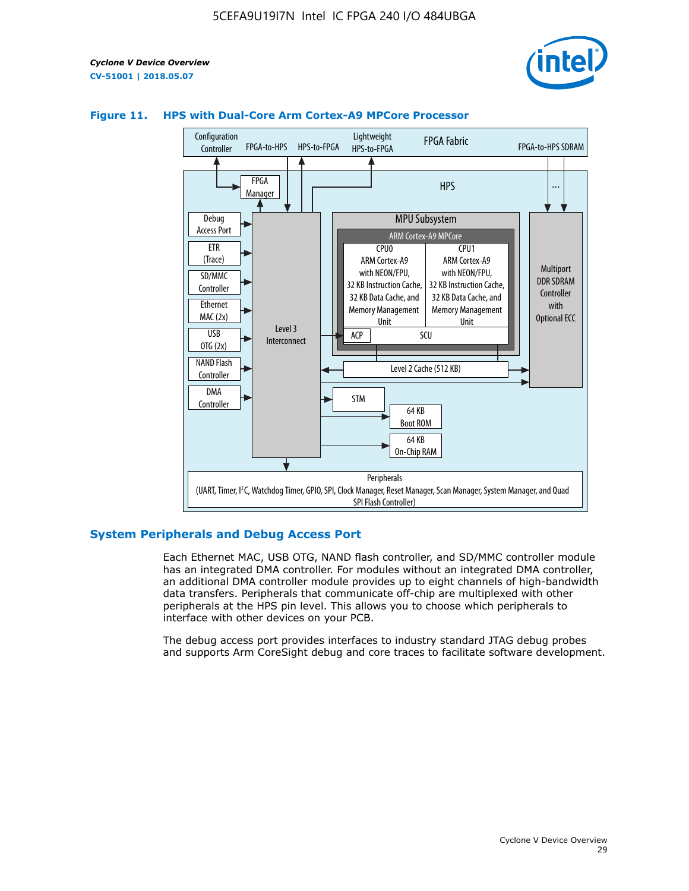**Figure 11. HPS with Dual-Core Arm Cortex-A9 MPCore Processor**

## System Peripherals and Debug Access Port

Each Ethernet MAC, USB OTG, NAND flash controller, and SD/MMC controller module has an integrated DMA controller. For modules without an integrated DMA controller, an additional DMA controller module provides up to eight channels of high-bandwidth data transfers. Peripherals that communicate off-chip are multiplexed with other peripherals at the HPS pin level. This allows you to choose which peripherals to interface with other devices on your PCB.

The debug access port provides interfaces to industry standard JTAG debug probes and supports Arm CoreSight debug and core traces to facilitate software development.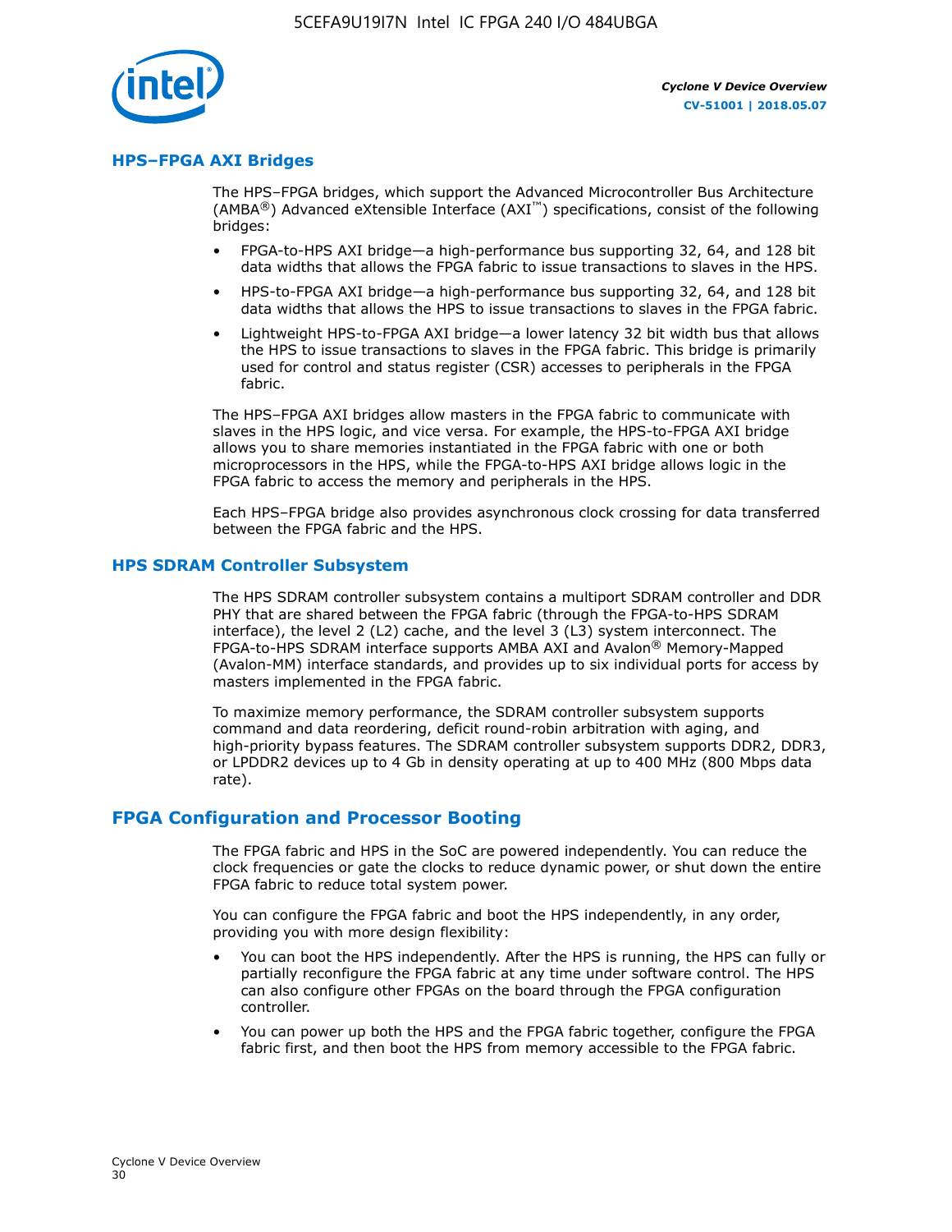## HPS–FPGA AXI Bridges

The HPS–FPGA bridges, which support the Advanced Microcontroller Bus Architecture (AMBA®) Advanced eXtensible Interface (AXI™) specifications, consist of the following bridges:

- FPGA-to-HPS AXI bridge—a high-performance bus supporting 32, 64, and 128 bit data widths that allows the FPGA fabric to issue transactions to slaves in the HPS.
- HPS-to-FPGA AXI bridge—a high-performance bus supporting 32, 64, and 128 bit data widths that allows the HPS to issue transactions to slaves in the FPGA fabric.
- Lightweight HPS-to-FPGA AXI bridge—a lower latency 32 bit width bus that allows the HPS to issue transactions to slaves in the FPGA fabric. This bridge is primarily used for control and status register (CSR) accesses to peripherals in the FPGA fabric.

The HPS–FPGA AXI bridges allow masters in the FPGA fabric to communicate with slaves in the HPS logic, and vice versa. For example, the HPS-to-FPGA AXI bridge allows you to share memories instantiated in the FPGA fabric with one or both microprocessors in the HPS, while the FPGA-to-HPS AXI bridge allows logic in the FPGA fabric to access the memory and peripherals in the HPS.

Each HPS–FPGA bridge also provides asynchronous clock crossing for data transferred between the FPGA fabric and the HPS.

## HPS SDRAM Controller Subsystem

The HPS SDRAM controller subsystem contains a multiport SDRAM controller and DDR PHY that are shared between the FPGA fabric (through the FPGA-to-HPS SDRAM interface), the level 2 (L2) cache, and the level 3 (L3) system interconnect. The FPGA-to-HPS SDRAM interface supports AMBA AXI and Avalon® Memory-Mapped (Avalon-MM) interface standards, and provides up to six individual ports for access by masters implemented in the FPGA fabric.

To maximize memory performance, the SDRAM controller subsystem supports command and data reordering, deficit round-robin arbitration with aging, and high-priority bypass features. The SDRAM controller subsystem supports DDR2, DDR3, or LPDDR2 devices up to 4 Gb in density operating at up to 400 MHz (800 Mbps data rate).

# FPGA Configuration and Processor Booting

The FPGA fabric and HPS in the SoC are powered independently. You can reduce the clock frequencies or gate the clocks to reduce dynamic power, or shut down the entire FPGA fabric to reduce total system power.

You can configure the FPGA fabric and boot the HPS independently, in any order, providing you with more design flexibility:

- You can boot the HPS independently. After the HPS is running, the HPS can fully or partially reconfigure the FPGA fabric at any time under software control. The HPS can also configure other FPGAs on the board through the FPGA configuration controller.
- You can power up both the HPS and the FPGA fabric together, configure the FPGA fabric first, and then boot the HPS from memory accessible to the FPGA fabric.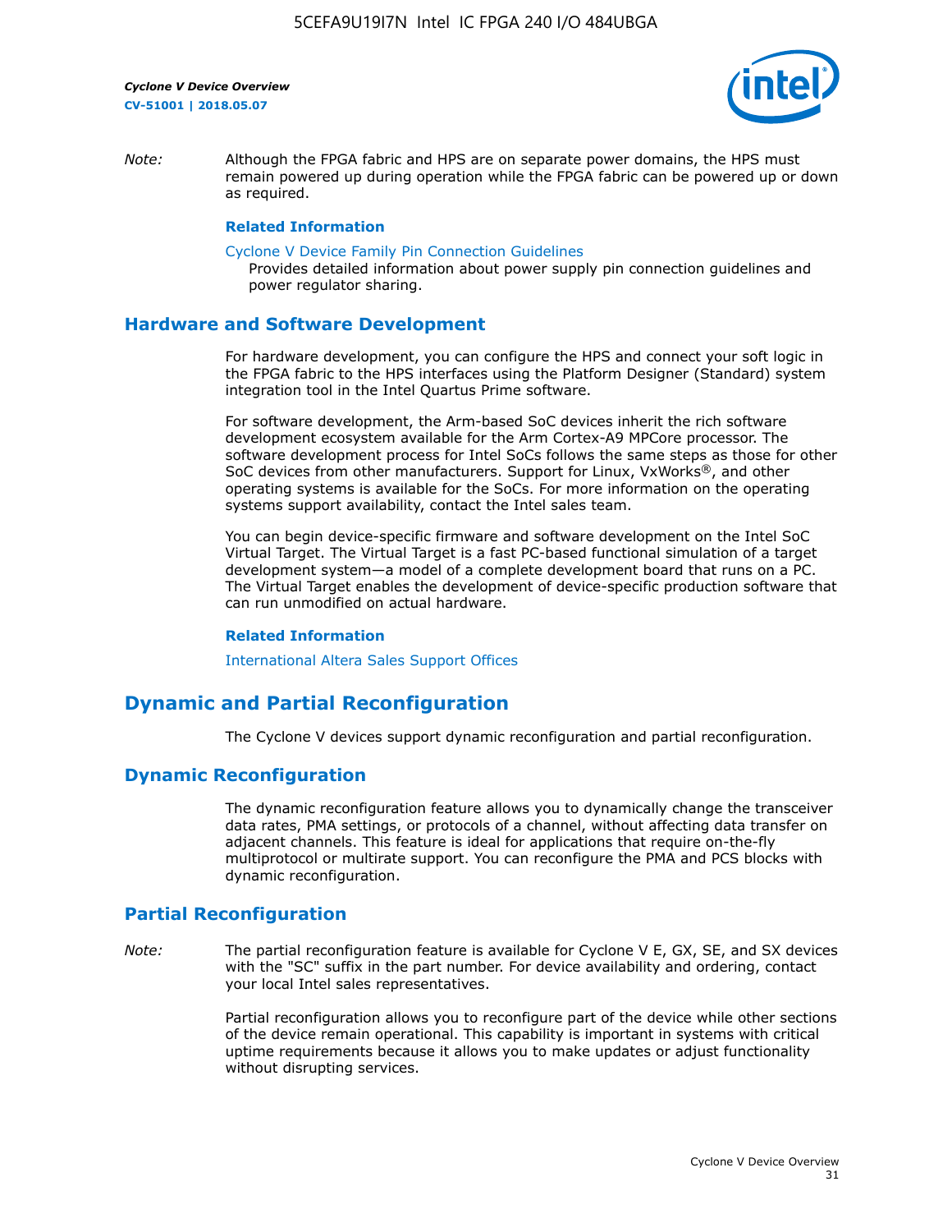*Note:* Although the FPGA fabric and HPS are on separate power domains, the HPS must remain powered up during operation while the FPGA fabric can be powered up or down as required.

**Related Information**

Cyclone V Device Family Pin Connection Guidelines
Provides detailed information about power supply pin connection guidelines and power regulator sharing.

## Hardware and Software Development

For hardware development, you can configure the HPS and connect your soft logic in the FPGA fabric to the HPS interfaces using the Platform Designer (Standard) system integration tool in the Intel Quartus Prime software.

For software development, the Arm-based SoC devices inherit the rich software development ecosystem available for the Arm Cortex-A9 MPCore processor. The software development process for Intel SoCs follows the same steps as those for other SoC devices from other manufacturers. Support for Linux, VxWorks®, and other operating systems is available for the SoCs. For more information on the operating systems support availability, contact the Intel sales team.

You can begin device-specific firmware and software development on the Intel SoC Virtual Target. The Virtual Target is a fast PC-based functional simulation of a target development system—a model of a complete development board that runs on a PC. The Virtual Target enables the development of device-specific production software that can run unmodified on actual hardware.

**Related Information**

International Altera Sales Support Offices

# Dynamic and Partial Reconfiguration

The Cyclone V devices support dynamic reconfiguration and partial reconfiguration.

## Dynamic Reconfiguration

The dynamic reconfiguration feature allows you to dynamically change the transceiver data rates, PMA settings, or protocols of a channel, without affecting data transfer on adjacent channels. This feature is ideal for applications that require on-the-fly multiprotocol or multirate support. You can reconfigure the PMA and PCS blocks with dynamic reconfiguration.

## Partial Reconfiguration

*Note:* The partial reconfiguration feature is available for Cyclone V E, GX, SE, and SX devices with the "SC" suffix in the part number. For device availability and ordering, contact your local Intel sales representatives.

Partial reconfiguration allows you to reconfigure part of the device while other sections of the device remain operational. This capability is important in systems with critical uptime requirements because it allows you to make updates or adjust functionality without disrupting services.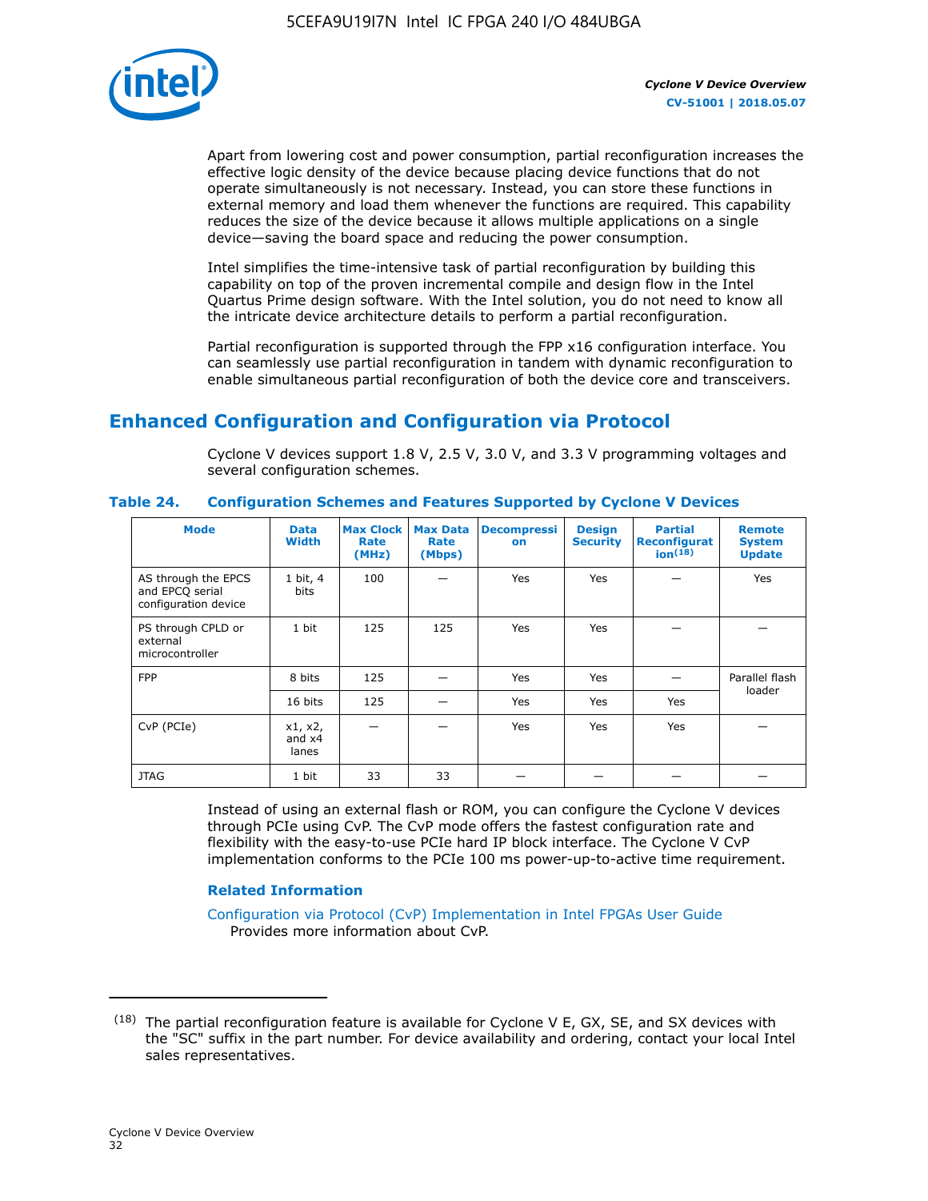Apart from lowering cost and power consumption, partial reconfiguration increases the effective logic density of the device because placing device functions that do not operate simultaneously is not necessary. Instead, you can store these functions in external memory and load them whenever the functions are required. This capability reduces the size of the device because it allows multiple applications on a single device—saving the board space and reducing the power consumption.

Intel simplifies the time-intensive task of partial reconfiguration by building this capability on top of the proven incremental compile and design flow in the Intel Quartus Prime design software. With the Intel solution, you do not need to know all the intricate device architecture details to perform a partial reconfiguration.

Partial reconfiguration is supported through the FPP x16 configuration interface. You can seamlessly use partial reconfiguration in tandem with dynamic reconfiguration to enable simultaneous partial reconfiguration of both the device core and transceivers.

## Enhanced Configuration and Configuration via Protocol

Cyclone V devices support 1.8 V, 2.5 V, 3.0 V, and 3.3 V programming voltages and several configuration schemes.

**Table 24. Configuration Schemes and Features Supported by Cyclone V Devices**

| Mode | Data Width | Max Clock Rate (MHz) | Max Data Rate (Mbps) | Decompression | Design Security | Partial Reconfiguration[18] | Remote System Update |
|---|---|---|---|---|---|---|---|
| AS through the EPCS and EPCQ serial configuration device | 1 bit, 4 bits | 100 | — | Yes | Yes | — | Yes |
| PS through CPLD or external microcontroller | 1 bit | 125 | 125 | Yes | Yes | — | — |
| FPP | 8 bits | 125 | — | Yes | Yes | — | Parallel flash loader |
| | 16 bits | 125 | — | Yes | Yes | Yes | |
| CvP (PCIe) | x1, x2, and x4 lanes | — | — | Yes | Yes | Yes | — |
| JTAG | 1 bit | 33 | 33 | — | — | — | — |

Instead of using an external flash or ROM, you can configure the Cyclone V devices through PCIe using CvP. The CvP mode offers the fastest configuration rate and flexibility with the easy-to-use PCIe hard IP block interface. The Cyclone V CvP implementation conforms to the PCIe 100 ms power-up-to-active time requirement.

### Related Information

Configuration via Protocol (CvP) Implementation in Intel FPGAs User Guide
Provides more information about CvP.

---

(18) The partial reconfiguration feature is available for Cyclone V E, GX, SE, and SX devices with the "SC" suffix in the part number. For device availability and ordering, contact your local Intel sales representatives.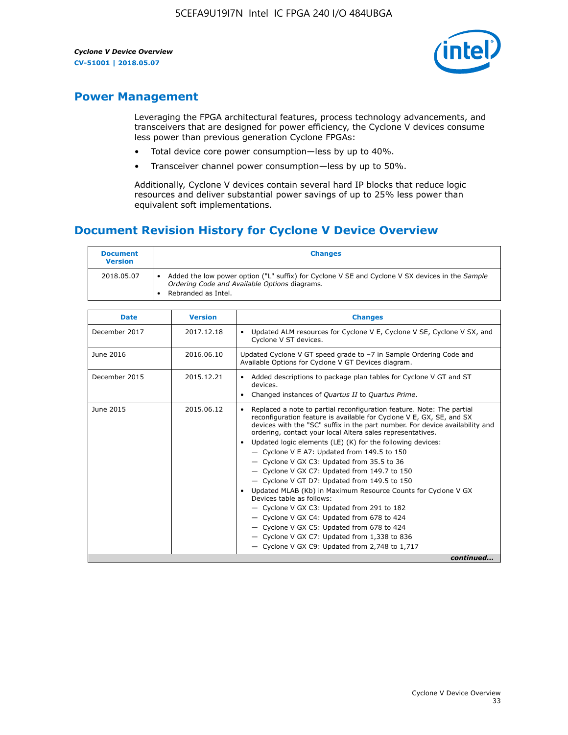## Power Management

Leveraging the FPGA architectural features, process technology advancements, and transceivers that are designed for power efficiency, the Cyclone V devices consume less power than previous generation Cyclone FPGAs:

- Total device core power consumption—less by up to 40%.
- Transceiver channel power consumption—less by up to 50%.

Additionally, Cyclone V devices contain several hard IP blocks that reduce logic resources and deliver substantial power savings of up to 25% less power than equivalent soft implementations.

## Document Revision History for Cyclone V Device Overview

| Document Version | Changes |
| --- | --- |
| 2018.05.07 | • Added the low power option ("L" suffix) for Cyclone V SE and Cyclone V SX devices in the *Sample Ordering Code and Available Options* diagrams.<br>• Rebranded as Intel. |

| Date | Version | Changes |
| --- | --- | --- |
| December 2017 | 2017.12.18 | • Updated ALM resources for Cyclone V E, Cyclone V SE, Cyclone V SX, and Cyclone V ST devices. |
| June 2016 | 2016.06.10 | Updated Cyclone V GT speed grade to −7 in Sample Ordering Code and Available Options for Cyclone V GT Devices diagram. |
| December 2015 | 2015.12.21 | • Added descriptions to package plan tables for Cyclone V GT and ST devices.<br>• Changed instances of *Quartus II* to *Quartus Prime*. |
| June 2015 | 2015.06.12 | • Replaced a note to partial reconfiguration feature. Note: The partial reconfiguration feature is available for Cyclone V E, GX, SE, and SX devices with the "SC" suffix in the part number. For device availability and ordering, contact your local Altera sales representatives.<br>• Updated logic elements (LE) (K) for the following devices:<br>— Cyclone V E A7: Updated from 149.5 to 150<br>— Cyclone V GX C3: Updated from 35.5 to 36<br>— Cyclone V GX C7: Updated from 149.7 to 150<br>— Cyclone V GT D7: Updated from 149.5 to 150<br>• Updated MLAB (Kb) in Maximum Resource Counts for Cyclone V GX Devices table as follows:<br>— Cyclone V GX C3: Updated from 291 to 182<br>— Cyclone V GX C4: Updated from 678 to 424<br>— Cyclone V GX C5: Updated from 678 to 424<br>— Cyclone V GX C7: Updated from 1,338 to 836<br>— Cyclone V GX C9: Updated from 2,748 to 1,717 |

*continued...*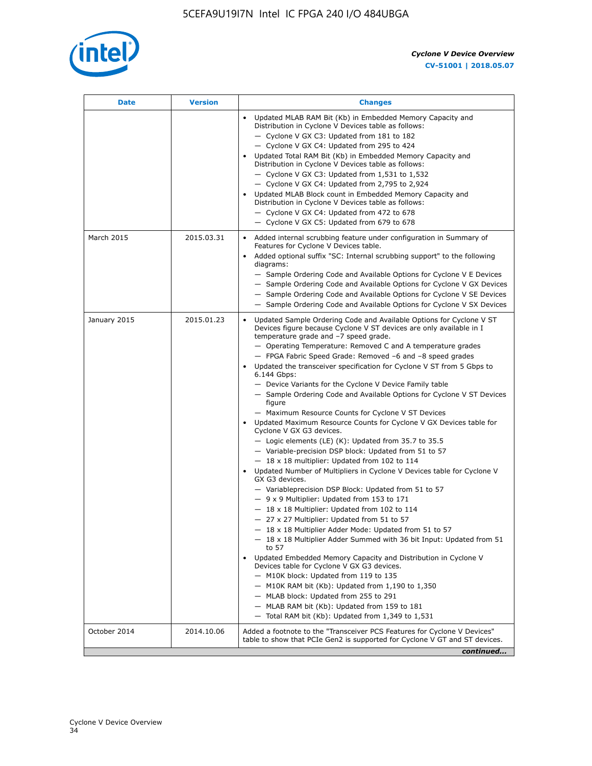| Date | Version | Changes |
| --- | --- | --- |
| | | • Updated MLAB RAM Bit (Kb) in Embedded Memory Capacity and Distribution in Cyclone V Devices table as follows:<br>— Cyclone V GX C3: Updated from 181 to 182<br>— Cyclone V GX C4: Updated from 295 to 424<br>• Updated Total RAM Bit (Kb) in Embedded Memory Capacity and Distribution in Cyclone V Devices table as follows:<br>— Cyclone V GX C3: Updated from 1,531 to 1,532<br>— Cyclone V GX C4: Updated from 2,795 to 2,924<br>• Updated MLAB Block count in Embedded Memory Capacity and Distribution in Cyclone V Devices table as follows:<br>— Cyclone V GX C4: Updated from 472 to 678<br>— Cyclone V GX C5: Updated from 679 to 678 |
| March 2015 | 2015.03.31 | • Added internal scrubbing feature under configuration in Summary of Features for Cyclone V Devices table.<br>• Added optional suffix "SC: Internal scrubbing support" to the following diagrams:<br>— Sample Ordering Code and Available Options for Cyclone V E Devices<br>— Sample Ordering Code and Available Options for Cyclone V GX Devices<br>— Sample Ordering Code and Available Options for Cyclone V SE Devices<br>— Sample Ordering Code and Available Options for Cyclone V SX Devices |
| January 2015 | 2015.01.23 | • Updated Sample Ordering Code and Available Options for Cyclone V ST Devices figure because Cyclone V ST devices are only available in I temperature grade and −7 speed grade.<br>— Operating Temperature: Removed C and A temperature grades<br>— FPGA Fabric Speed Grade: Removed −6 and −8 speed grades<br>• Updated the transceiver specification for Cyclone V ST from 5 Gbps to 6.144 Gbps:<br>— Device Variants for the Cyclone V Device Family table<br>— Sample Ordering Code and Available Options for Cyclone V ST Devices figure<br>— Maximum Resource Counts for Cyclone V ST Devices<br>• Updated Maximum Resource Counts for Cyclone V GX Devices table for Cyclone V GX G3 devices.<br>— Logic elements (LE) (K): Updated from 35.7 to 35.5<br>— Variable-precision DSP block: Updated from 51 to 57<br>— 18 x 18 multiplier: Updated from 102 to 114<br>• Updated Number of Multipliers in Cyclone V Devices table for Cyclone V GX G3 devices.<br>— Variableprecision DSP Block: Updated from 51 to 57<br>— 9 x 9 Multiplier: Updated from 153 to 171<br>— 18 x 18 Multiplier: Updated from 102 to 114<br>— 27 x 27 Multiplier: Updated from 51 to 57<br>— 18 x 18 Multiplier Adder Mode: Updated from 51 to 57<br>— 18 x 18 Multiplier Adder Summed with 36 bit Input: Updated from 51 to 57<br>• Updated Embedded Memory Capacity and Distribution in Cyclone V Devices table for Cyclone V GX G3 devices.<br>— M10K block: Updated from 119 to 135<br>— M10K RAM bit (Kb): Updated from 1,190 to 1,350<br>— MLAB block: Updated from 255 to 291<br>— MLAB RAM bit (Kb): Updated from 159 to 181<br>— Total RAM bit (Kb): Updated from 1,349 to 1,531 |
| October 2014 | 2014.10.06 | Added a footnote to the "Transceiver PCS Features for Cyclone V Devices" table to show that PCIe Gen2 is supported for Cyclone V GT and ST devices. |

*continued...*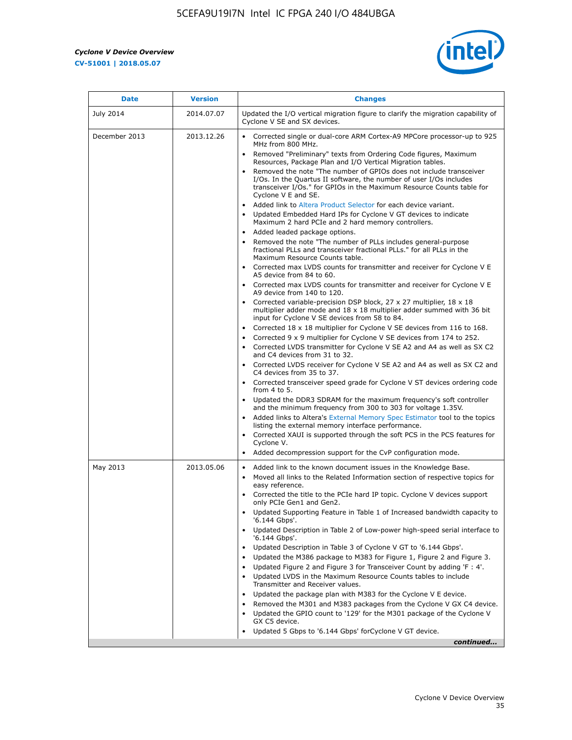| Date | Version | Changes |
| --- | --- | --- |
| July 2014 | 2014.07.07 | Updated the I/O vertical migration figure to clarify the migration capability of Cyclone V SE and SX devices. |
| December 2013 | 2013.12.26 | • Corrected single or dual-core ARM Cortex-A9 MPCore processor-up to 925 MHz from 800 MHz.<br>• Removed "Preliminary" texts from Ordering Code figures, Maximum Resources, Package Plan and I/O Vertical Migration tables.<br>• Removed the note "The number of GPIOs does not include transceiver I/Os. In the Quartus II software, the number of user I/Os includes transceiver I/Os." for GPIOs in the Maximum Resource Counts table for Cyclone V E and SE.<br>• Added link to Altera Product Selector for each device variant.<br>• Updated Embedded Hard IPs for Cyclone V GT devices to indicate Maximum 2 hard PCIe and 2 hard memory controllers.<br>• Added leaded package options.<br>• Removed the note "The number of PLLs includes general-purpose fractional PLLs and transceiver fractional PLLs." for all PLLs in the Maximum Resource Counts table.<br>• Corrected max LVDS counts for transmitter and receiver for Cyclone V E A5 device from 84 to 60.<br>• Corrected max LVDS counts for transmitter and receiver for Cyclone V E A9 device from 140 to 120.<br>• Corrected variable-precision DSP block, 27 x 27 multiplier, 18 x 18 multiplier adder mode and 18 x 18 multiplier adder summed with 36 bit input for Cyclone V SE devices from 58 to 84.<br>• Corrected 18 x 18 multiplier for Cyclone V SE devices from 116 to 168.<br>• Corrected 9 x 9 multiplier for Cyclone V SE devices from 174 to 252.<br>• Corrected LVDS transmitter for Cyclone V SE A2 and A4 as well as SX C2 and C4 devices from 31 to 32.<br>• Corrected LVDS receiver for Cyclone V SE A2 and A4 as well as SX C2 and C4 devices from 35 to 37.<br>• Corrected transceiver speed grade for Cyclone V ST devices ordering code from 4 to 5.<br>• Updated the DDR3 SDRAM for the maximum frequency's soft controller and the minimum frequency from 300 to 303 for voltage 1.35V.<br>• Added links to Altera's External Memory Spec Estimator tool to the topics listing the external memory interface performance.<br>• Corrected XAUI is supported through the soft PCS in the PCS features for Cyclone V.<br>• Added decompression support for the CvP configuration mode. |
| May 2013 | 2013.05.06 | • Added link to the known document issues in the Knowledge Base.<br>• Moved all links to the Related Information section of respective topics for easy reference.<br>• Corrected the title to the PCIe hard IP topic. Cyclone V devices support only PCIe Gen1 and Gen2.<br>• Updated Supporting Feature in Table 1 of Increased bandwidth capacity to '6.144 Gbps'.<br>• Updated Description in Table 2 of Low-power high-speed serial interface to '6.144 Gbps'.<br>• Updated Description in Table 3 of Cyclone V GT to '6.144 Gbps'.<br>• Updated the M386 package to M383 for Figure 1, Figure 2 and Figure 3.<br>• Updated Figure 2 and Figure 3 for Transceiver Count by adding 'F : 4'.<br>• Updated LVDS in the Maximum Resource Counts tables to include Transmitter and Receiver values.<br>• Updated the package plan with M383 for the Cyclone V E device.<br>• Removed the M301 and M383 packages from the Cyclone V GX C4 device.<br>• Updated the GPIO count to '129' for the M301 package of the Cyclone V GX C5 device.<br>• Updated 5 Gbps to '6.144 Gbps' forCyclone V GT device. |

*continued...*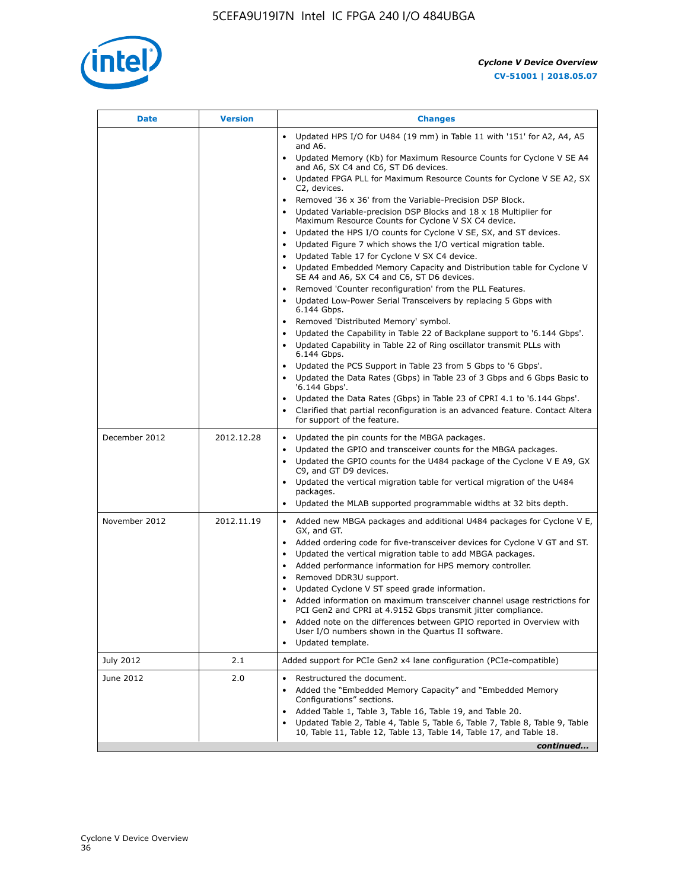| Date | Version | Changes |
| --- | --- | --- |
| | | • Updated HPS I/O for U484 (19 mm) in Table 11 with '151' for A2, A4, A5 and A6.<br>• Updated Memory (Kb) for Maximum Resource Counts for Cyclone V SE A4 and A6, SX C4 and C6, ST D6 devices.<br>• Updated FPGA PLL for Maximum Resource Counts for Cyclone V SE A2, SX C2, devices.<br>• Removed '36 x 36' from the Variable-Precision DSP Block.<br>• Updated Variable-precision DSP Blocks and 18 x 18 Multiplier for Maximum Resource Counts for Cyclone V SX C4 device.<br>• Updated the HPS I/O counts for Cyclone V SE, SX, and ST devices.<br>• Updated Figure 7 which shows the I/O vertical migration table.<br>• Updated Table 17 for Cyclone V SX C4 device.<br>• Updated Embedded Memory Capacity and Distribution table for Cyclone V SE A4 and A6, SX C4 and C6, ST D6 devices.<br>• Removed 'Counter reconfiguration' from the PLL Features.<br>• Updated Low-Power Serial Transceivers by replacing 5 Gbps with 6.144 Gbps.<br>• Removed 'Distributed Memory' symbol.<br>• Updated the Capability in Table 22 of Backplane support to '6.144 Gbps'.<br>• Updated Capability in Table 22 of Ring oscillator transmit PLLs with 6.144 Gbps.<br>• Updated the PCS Support in Table 23 from 5 Gbps to '6 Gbps'.<br>• Updated the Data Rates (Gbps) in Table 23 of 3 Gbps and 6 Gbps Basic to '6.144 Gbps'.<br>• Updated the Data Rates (Gbps) in Table 23 of CPRI 4.1 to '6.144 Gbps'.<br>• Clarified that partial reconfiguration is an advanced feature. Contact Altera for support of the feature. |
| December 2012 | 2012.12.28 | • Updated the pin counts for the MBGA packages.<br>• Updated the GPIO and transceiver counts for the MBGA packages.<br>• Updated the GPIO counts for the U484 package of the Cyclone V E A9, GX C9, and GT D9 devices.<br>• Updated the vertical migration table for vertical migration of the U484 packages.<br>• Updated the MLAB supported programmable widths at 32 bits depth. |
| November 2012 | 2012.11.19 | • Added new MBGA packages and additional U484 packages for Cyclone V E, GX, and GT.<br>• Added ordering code for five-transceiver devices for Cyclone V GT and ST.<br>• Updated the vertical migration table to add MBGA packages.<br>• Added performance information for HPS memory controller.<br>• Removed DDR3U support.<br>• Updated Cyclone V ST speed grade information.<br>• Added information on maximum transceiver channel usage restrictions for PCI Gen2 and CPRI at 4.9152 Gbps transmit jitter compliance.<br>• Added note on the differences between GPIO reported in Overview with User I/O numbers shown in the Quartus II software.<br>• Updated template. |
| July 2012 | 2.1 | Added support for PCIe Gen2 x4 lane configuration (PCIe-compatible) |
| June 2012 | 2.0 | • Restructured the document.<br>• Added the "Embedded Memory Capacity" and "Embedded Memory Configurations" sections.<br>• Added Table 1, Table 3, Table 16, Table 19, and Table 20.<br>• Updated Table 2, Table 4, Table 5, Table 6, Table 7, Table 8, Table 9, Table 10, Table 11, Table 12, Table 13, Table 14, Table 17, and Table 18. |

*continued...*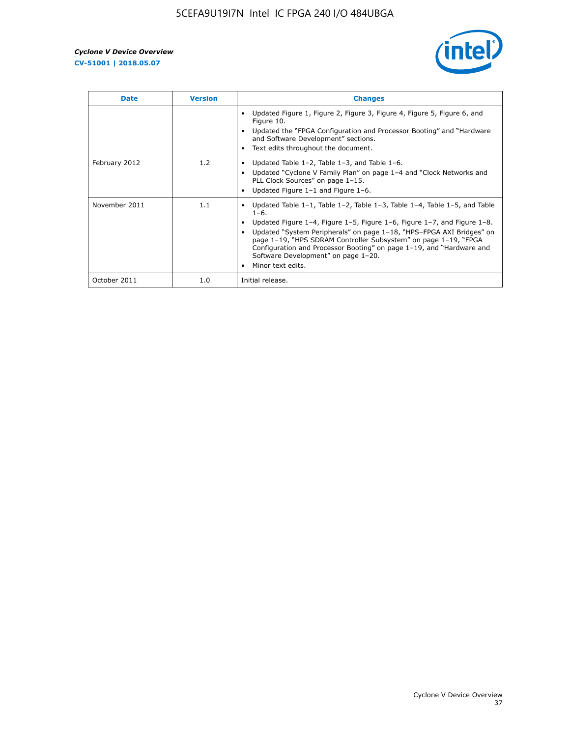| Date | Version | Changes |
| --- | --- | --- |
| | | • Updated Figure 1, Figure 2, Figure 3, Figure 4, Figure 5, Figure 6, and Figure 10.<br>• Updated the "FPGA Configuration and Processor Booting" and "Hardware and Software Development" sections.<br>• Text edits throughout the document. |
| February 2012 | 1.2 | • Updated Table 1–2, Table 1–3, and Table 1–6.<br>• Updated "Cyclone V Family Plan" on page 1–4 and "Clock Networks and PLL Clock Sources" on page 1–15.<br>• Updated Figure 1–1 and Figure 1–6. |
| November 2011 | 1.1 | • Updated Table 1–1, Table 1–2, Table 1–3, Table 1–4, Table 1–5, and Table 1–6.<br>• Updated Figure 1–4, Figure 1–5, Figure 1–6, Figure 1–7, and Figure 1–8.<br>• Updated "System Peripherals" on page 1–18, "HPS–FPGA AXI Bridges" on page 1–19, "HPS SDRAM Controller Subsystem" on page 1–19, "FPGA Configuration and Processor Booting" on page 1–19, and "Hardware and Software Development" on page 1–20.<br>• Minor text edits. |
| October 2011 | 1.0 | Initial release. |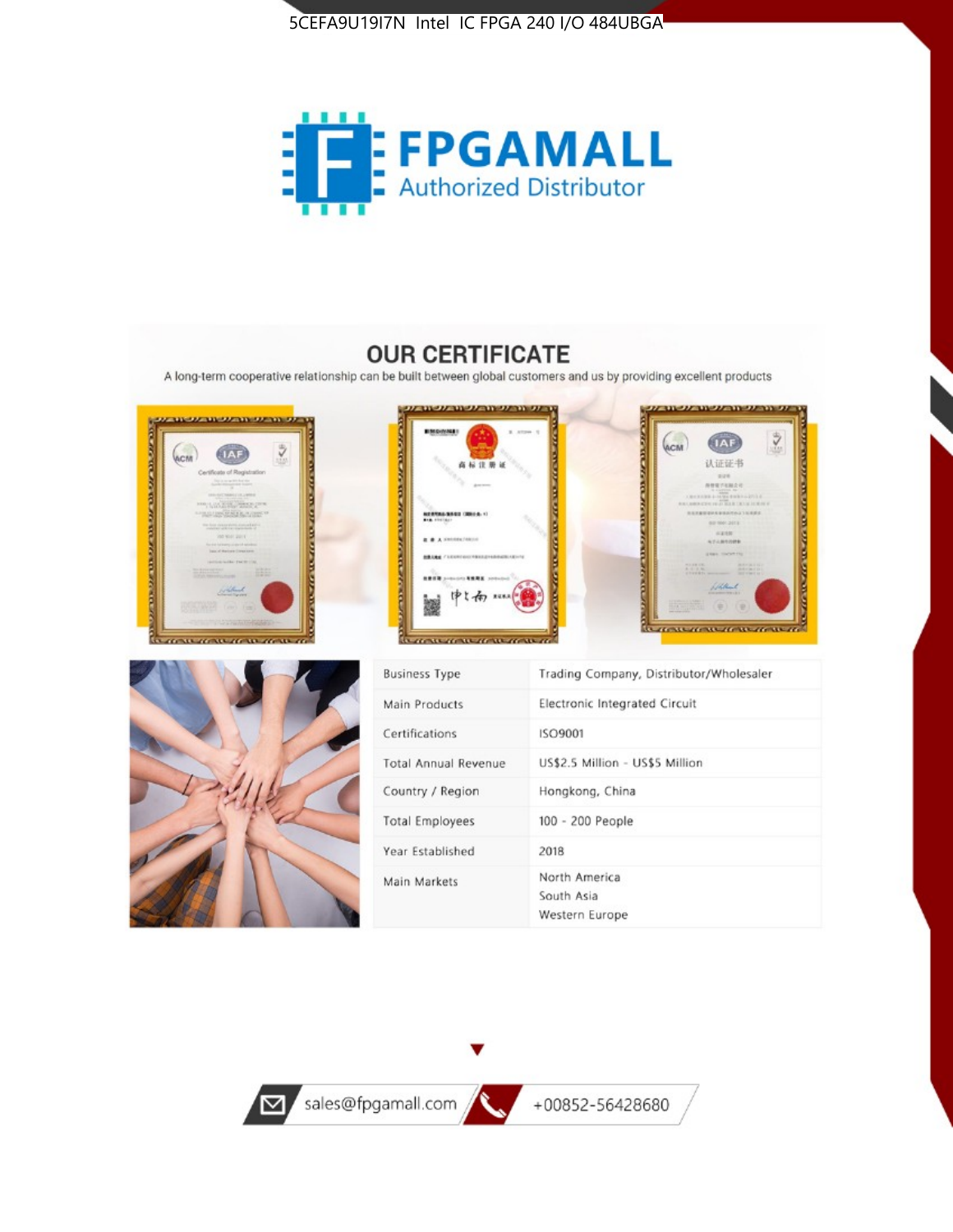FPGAMALL
Authorized Distributor

## OUR CERTIFICATE

A long-term cooperative relationship can be built between global customers and us by providing excellent products

| | |
|---|---|
| Business Type | Trading Company, Distributor/Wholesaler |
| Main Products | Electronic Integrated Circuit |
| Certifications | ISO9001 |
| Total Annual Revenue | US$2.5 Million - US$5 Million |
| Country / Region | Hongkong, China |
| Total Employees | 100 - 200 People |
| Year Established | 2018 |
| Main Markets | North America<br>South Asia<br>Western Europe |

sales@fpgamall.com

+00852-56428680